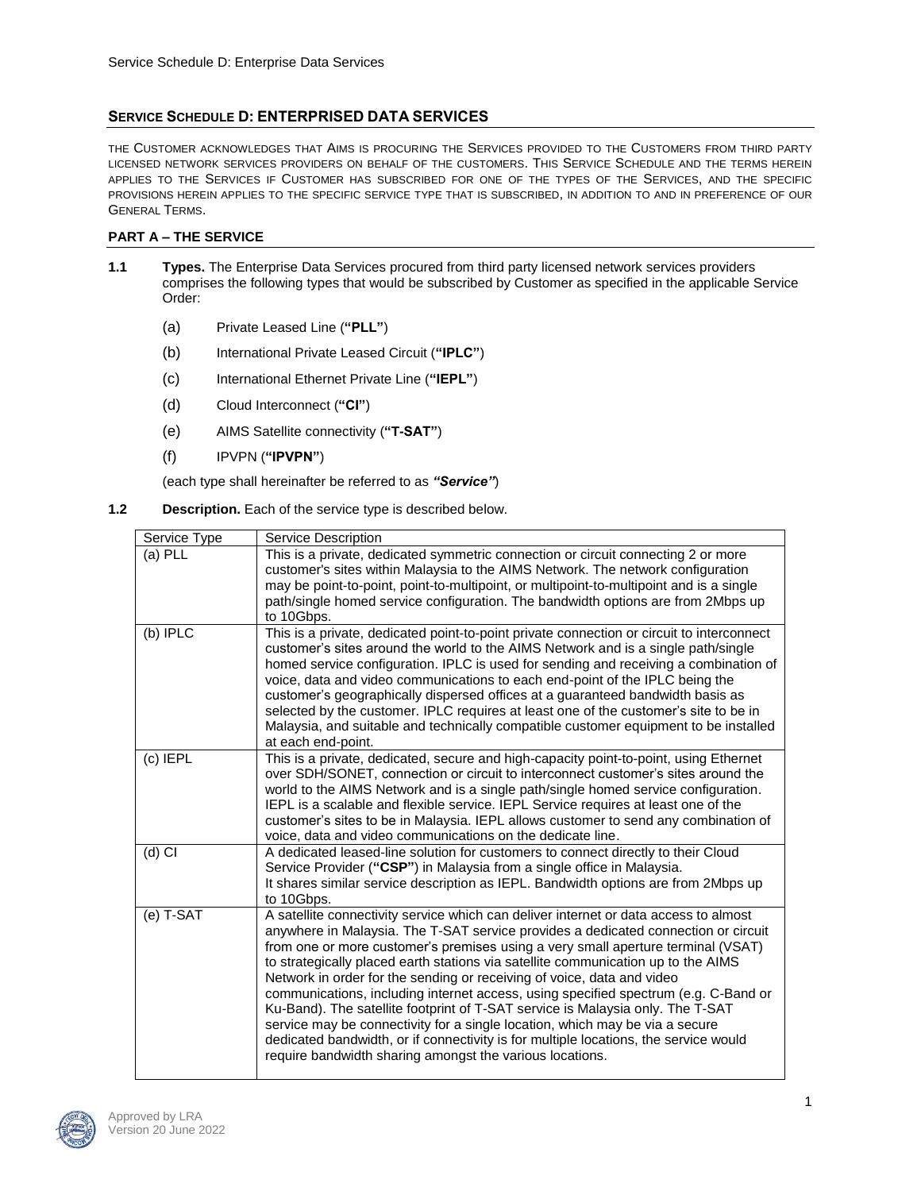## SERVICE SCHEDULE D: ENTERPRISED DATA SERVICES

THE CUSTOMER ACKNOWLEDGES THAT AIMS IS PROCURING THE SERVICES PROVIDED TO THE CUSTOMERS FROM THIRD PARTY LICENSED NETWORK SERVICES PROVIDERS ON BEHALF OF THE CUSTOMERS. THIS SERVICE SCHEDULE AND THE TERMS HEREIN APPLIES TO THE SERVICES IF CUSTOMER HAS SUBSCRIBED FOR ONE OF THE TYPES OF THE SERVICES, AND THE SPECIFIC PROVISIONS HEREIN APPLIES TO THE SPECIFIC SERVICE TYPE THAT IS SUBSCRIBED, IN ADDITION TO AND IN PREFERENCE OF OUR GENERAL TERMS.

### PART A – THE SERVICE

**1.1 Types.** The Enterprise Data Services procured from third party licensed network services providers comprises the following types that would be subscribed by Customer as specified in the applicable Service Order:

(a) Private Leased Line (**"PLL"**)

(b) International Private Leased Circuit (**"IPLC"**)

(c) International Ethernet Private Line (**"IEPL"**)

(d) Cloud Interconnect (**"CI"**)

(e) AIMS Satellite connectivity (**"T-SAT"**)

(f) IPVPN (**"IPVPN"**)

(each type shall hereinafter be referred to as ***"Service"***)

**1.2 Description.** Each of the service type is described below.

| Service Type | Service Description |
|---|---|
| (a) PLL | This is a private, dedicated symmetric connection or circuit connecting 2 or more customer's sites within Malaysia to the AIMS Network. The network configuration may be point-to-point, point-to-multipoint, or multipoint-to-multipoint and is a single path/single homed service configuration. The bandwidth options are from 2Mbps up to 10Gbps. |
| (b) IPLC | This is a private, dedicated point-to-point private connection or circuit to interconnect customer's sites around the world to the AIMS Network and is a single path/single homed service configuration. IPLC is used for sending and receiving a combination of voice, data and video communications to each end-point of the IPLC being the customer's geographically dispersed offices at a guaranteed bandwidth basis as selected by the customer. IPLC requires at least one of the customer's site to be in Malaysia, and suitable and technically compatible customer equipment to be installed at each end-point. |
| (c) IEPL | This is a private, dedicated, secure and high-capacity point-to-point, using Ethernet over SDH/SONET, connection or circuit to interconnect customer's sites around the world to the AIMS Network and is a single path/single homed service configuration. IEPL is a scalable and flexible service. IEPL Service requires at least one of the customer's sites to be in Malaysia. IEPL allows customer to send any combination of voice, data and video communications on the dedicate line. |
| (d) CI | A dedicated leased-line solution for customers to connect directly to their Cloud Service Provider (**"CSP"**) in Malaysia from a single office in Malaysia. It shares similar service description as IEPL. Bandwidth options are from 2Mbps up to 10Gbps. |
| (e) T-SAT | A satellite connectivity service which can deliver internet or data access to almost anywhere in Malaysia. The T-SAT service provides a dedicated connection or circuit from one or more customer's premises using a very small aperture terminal (VSAT) to strategically placed earth stations via satellite communication up to the AIMS Network in order for the sending or receiving of voice, data and video communications, including internet access, using specified spectrum (e.g. C-Band or Ku-Band). The satellite footprint of T-SAT service is Malaysia only. The T-SAT service may be connectivity for a single location, which may be via a secure dedicated bandwidth, or if connectivity is for multiple locations, the service would require bandwidth sharing amongst the various locations. |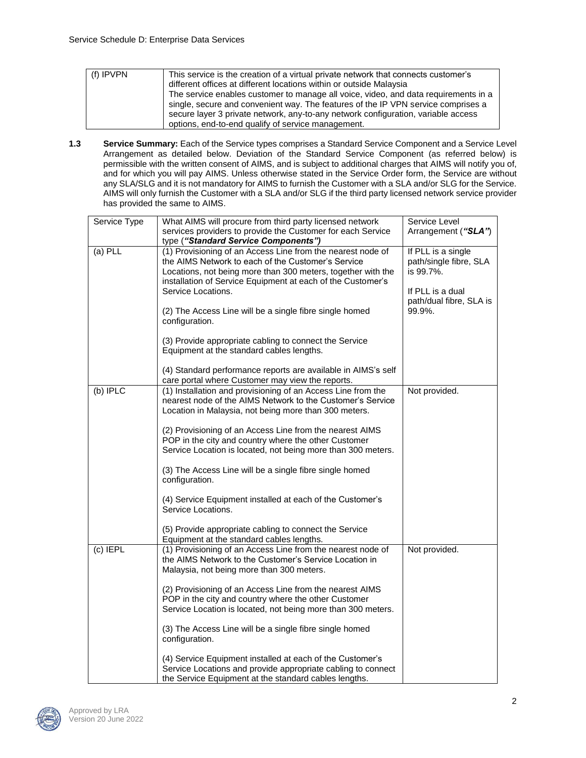| (f) IPVPN | This service is the creation of a virtual private network that connects customer's different offices at different locations within or outside Malaysia<br>The service enables customer to manage all voice, video, and data requirements in a single, secure and convenient way. The features of the IP VPN service comprises a secure layer 3 private network, any-to-any network configuration, variable access options, end-to-end qualify of service management. |
|---|---|

**1.3 Service Summary:** Each of the Service types comprises a Standard Service Component and a Service Level Arrangement as detailed below. Deviation of the Standard Service Component (as referred below) is permissible with the written consent of AIMS, and is subject to additional charges that AIMS will notify you of, and for which you will pay AIMS. Unless otherwise stated in the Service Order form, the Service are without any SLA/SLG and it is not mandatory for AIMS to furnish the Customer with a SLA and/or SLG for the Service. AIMS will only furnish the Customer with a SLA and/or SLG if the third party licensed network service provider has provided the same to AIMS.

| Service Type | What AIMS will procure from third party licensed network services providers to provide the Customer for each Service type (***"Standard Service Components")*** | Service Level Arrangement (***"SLA"***) |
|---|---|---|
| (a) PLL | (1) Provisioning of an Access Line from the nearest node of the AIMS Network to each of the Customer's Service Locations, not being more than 300 meters, together with the installation of Service Equipment at each of the Customer's Service Locations.<br><br>(2) The Access Line will be a single fibre single homed configuration.<br><br>(3) Provide appropriate cabling to connect the Service Equipment at the standard cables lengths.<br><br>(4) Standard performance reports are available in AIMS's self care portal where Customer may view the reports. | If PLL is a single path/single fibre, SLA is 99.7%.<br><br>If PLL is a dual path/dual fibre, SLA is 99.9%. |
| (b) IPLC | (1) Installation and provisioning of an Access Line from the nearest node of the AIMS Network to the Customer's Service Location in Malaysia, not being more than 300 meters.<br><br>(2) Provisioning of an Access Line from the nearest AIMS POP in the city and country where the other Customer Service Location is located, not being more than 300 meters.<br><br>(3) The Access Line will be a single fibre single homed configuration.<br><br>(4) Service Equipment installed at each of the Customer's Service Locations.<br><br>(5) Provide appropriate cabling to connect the Service Equipment at the standard cables lengths. | Not provided. |
| (c) IEPL | (1) Provisioning of an Access Line from the nearest node of the AIMS Network to the Customer's Service Location in Malaysia, not being more than 300 meters.<br><br>(2) Provisioning of an Access Line from the nearest AIMS POP in the city and country where the other Customer Service Location is located, not being more than 300 meters.<br><br>(3) The Access Line will be a single fibre single homed configuration.<br><br>(4) Service Equipment installed at each of the Customer's Service Locations and provide appropriate cabling to connect the Service Equipment at the standard cables lengths. | Not provided. |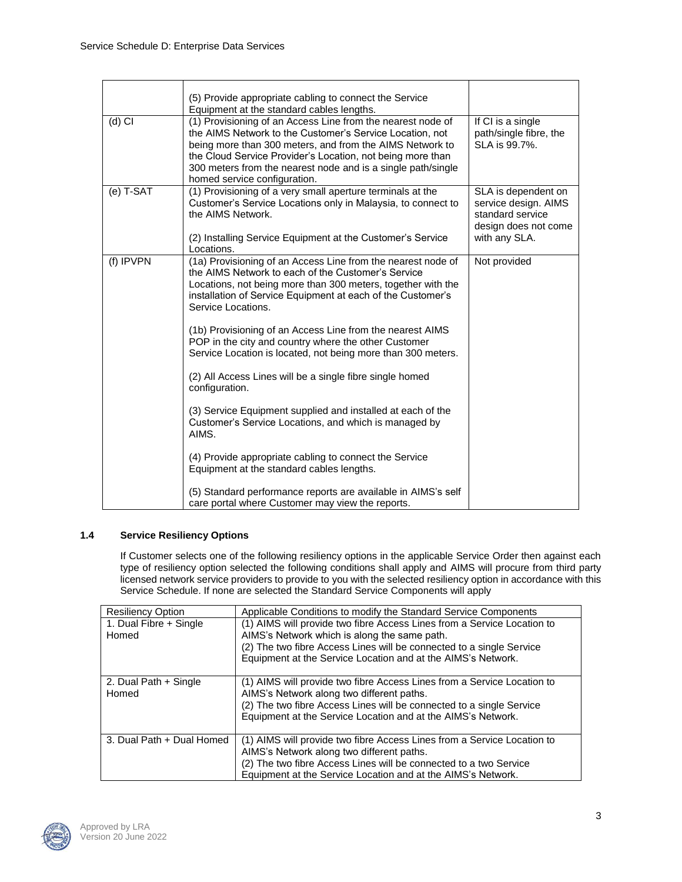| | | |
|---|---|---|
| | (5) Provide appropriate cabling to connect the Service Equipment at the standard cables lengths. | |
| (d) CI | (1) Provisioning of an Access Line from the nearest node of the AIMS Network to the Customer's Service Location, not being more than 300 meters, and from the AIMS Network to the Cloud Service Provider's Location, not being more than 300 meters from the nearest node and is a single path/single homed service configuration. | If CI is a single path/single fibre, the SLA is 99.7%. |
| (e) T-SAT | (1) Provisioning of a very small aperture terminals at the Customer's Service Locations only in Malaysia, to connect to the AIMS Network.<br><br>(2) Installing Service Equipment at the Customer's Service Locations. | SLA is dependent on service design. AIMS standard service design does not come with any SLA. |
| (f) IPVPN | (1a) Provisioning of an Access Line from the nearest node of the AIMS Network to each of the Customer's Service Locations, not being more than 300 meters, together with the installation of Service Equipment at each of the Customer's Service Locations.<br><br>(1b) Provisioning of an Access Line from the nearest AIMS POP in the city and country where the other Customer Service Location is located, not being more than 300 meters.<br><br>(2) All Access Lines will be a single fibre single homed configuration.<br><br>(3) Service Equipment supplied and installed at each of the Customer's Service Locations, and which is managed by AIMS.<br><br>(4) Provide appropriate cabling to connect the Service Equipment at the standard cables lengths.<br><br>(5) Standard performance reports are available in AIMS's self care portal where Customer may view the reports. | Not provided |

### 1.4 Service Resiliency Options

If Customer selects one of the following resiliency options in the applicable Service Order then against each type of resiliency option selected the following conditions shall apply and AIMS will procure from third party licensed network service providers to provide to you with the selected resiliency option in accordance with this Service Schedule. If none are selected the Standard Service Components will apply

| Resiliency Option | Applicable Conditions to modify the Standard Service Components |
|---|---|
| 1. Dual Fibre + Single Homed | (1) AIMS will provide two fibre Access Lines from a Service Location to AIMS's Network which is along the same path.<br>(2) The two fibre Access Lines will be connected to a single Service Equipment at the Service Location and at the AIMS's Network. |
| 2. Dual Path + Single Homed | (1) AIMS will provide two fibre Access Lines from a Service Location to AIMS's Network along two different paths.<br>(2) The two fibre Access Lines will be connected to a single Service Equipment at the Service Location and at the AIMS's Network. |
| 3. Dual Path + Dual Homed | (1) AIMS will provide two fibre Access Lines from a Service Location to AIMS's Network along two different paths.<br>(2) The two fibre Access Lines will be connected to a two Service Equipment at the Service Location and at the AIMS's Network. |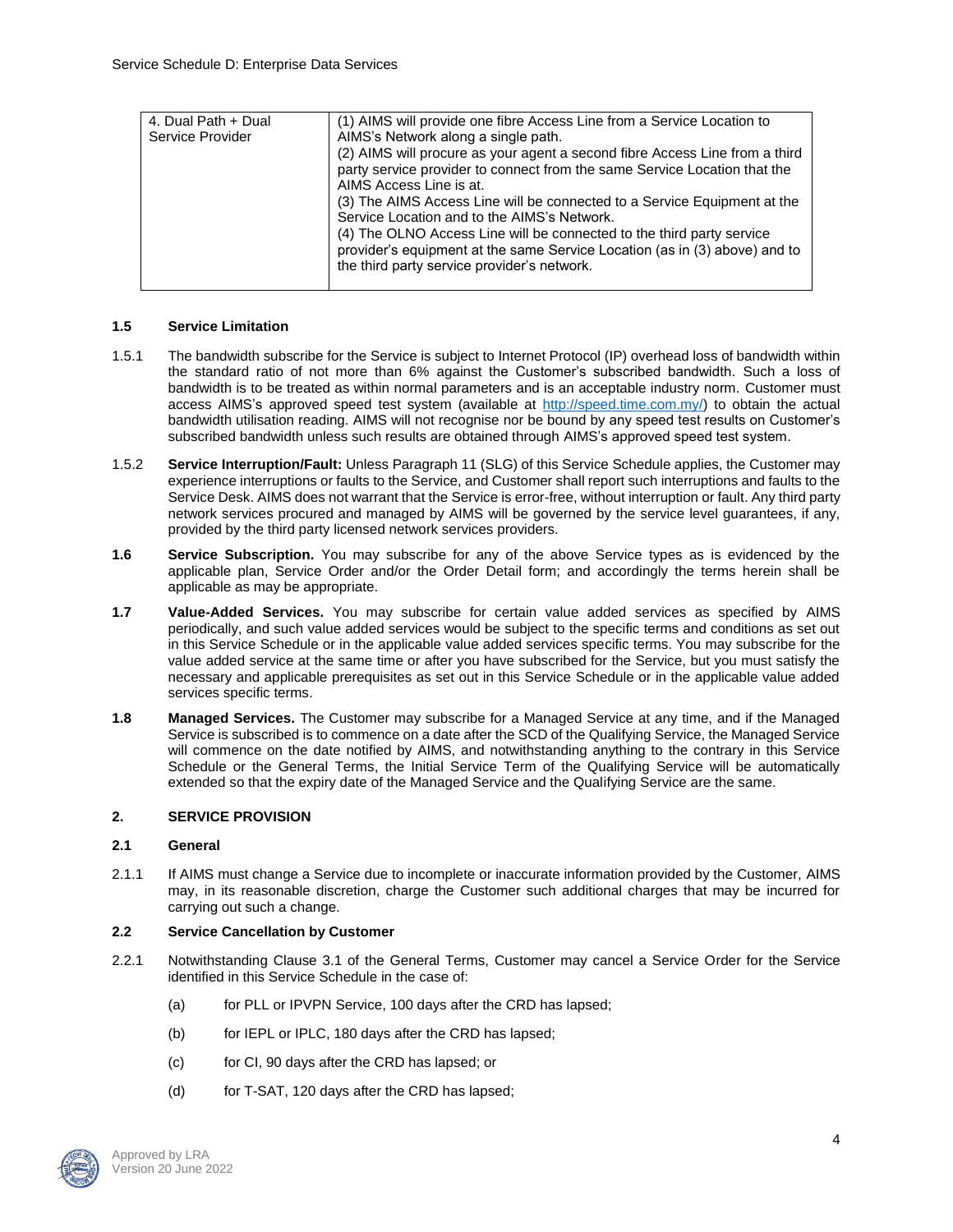| 4. Dual Path + Dual Service Provider | (1) AIMS will provide one fibre Access Line from a Service Location to AIMS's Network along a single path.<br>(2) AIMS will procure as your agent a second fibre Access Line from a third party service provider to connect from the same Service Location that the AIMS Access Line is at.<br>(3) The AIMS Access Line will be connected to a Service Equipment at the Service Location and to the AIMS's Network.<br>(4) The OLNO Access Line will be connected to the third party service provider's equipment at the same Service Location (as in (3) above) and to the third party service provider's network. |
|---|---|

### 1.5 Service Limitation

1.5.1 The bandwidth subscribe for the Service is subject to Internet Protocol (IP) overhead loss of bandwidth within the standard ratio of not more than 6% against the Customer's subscribed bandwidth. Such a loss of bandwidth is to be treated as within normal parameters and is an acceptable industry norm. Customer must access AIMS's approved speed test system (available at http://speed.time.com.my/) to obtain the actual bandwidth utilisation reading. AIMS will not recognise nor be bound by any speed test results on Customer's subscribed bandwidth unless such results are obtained through AIMS's approved speed test system.

1.5.2 **Service Interruption/Fault:** Unless Paragraph 11 (SLG) of this Service Schedule applies, the Customer may experience interruptions or faults to the Service, and Customer shall report such interruptions and faults to the Service Desk. AIMS does not warrant that the Service is error-free, without interruption or fault. Any third party network services procured and managed by AIMS will be governed by the service level guarantees, if any, provided by the third party licensed network services providers.

**1.6 Service Subscription.** You may subscribe for any of the above Service types as is evidenced by the applicable plan, Service Order and/or the Order Detail form; and accordingly the terms herein shall be applicable as may be appropriate.

**1.7 Value-Added Services.** You may subscribe for certain value added services as specified by AIMS periodically, and such value added services would be subject to the specific terms and conditions as set out in this Service Schedule or in the applicable value added services specific terms. You may subscribe for the value added service at the same time or after you have subscribed for the Service, but you must satisfy the necessary and applicable prerequisites as set out in this Service Schedule or in the applicable value added services specific terms.

**1.8 Managed Services.** The Customer may subscribe for a Managed Service at any time, and if the Managed Service is subscribed is to commence on a date after the SCD of the Qualifying Service, the Managed Service will commence on the date notified by AIMS, and notwithstanding anything to the contrary in this Service Schedule or the General Terms, the Initial Service Term of the Qualifying Service will be automatically extended so that the expiry date of the Managed Service and the Qualifying Service are the same.

## 2. SERVICE PROVISION

### 2.1 General

2.1.1 If AIMS must change a Service due to incomplete or inaccurate information provided by the Customer, AIMS may, in its reasonable discretion, charge the Customer such additional charges that may be incurred for carrying out such a change.

### 2.2 Service Cancellation by Customer

2.2.1 Notwithstanding Clause 3.1 of the General Terms, Customer may cancel a Service Order for the Service identified in this Service Schedule in the case of:

(a) for PLL or IPVPN Service, 100 days after the CRD has lapsed;

(b) for IEPL or IPLC, 180 days after the CRD has lapsed;

(c) for CI, 90 days after the CRD has lapsed; or

(d) for T-SAT, 120 days after the CRD has lapsed;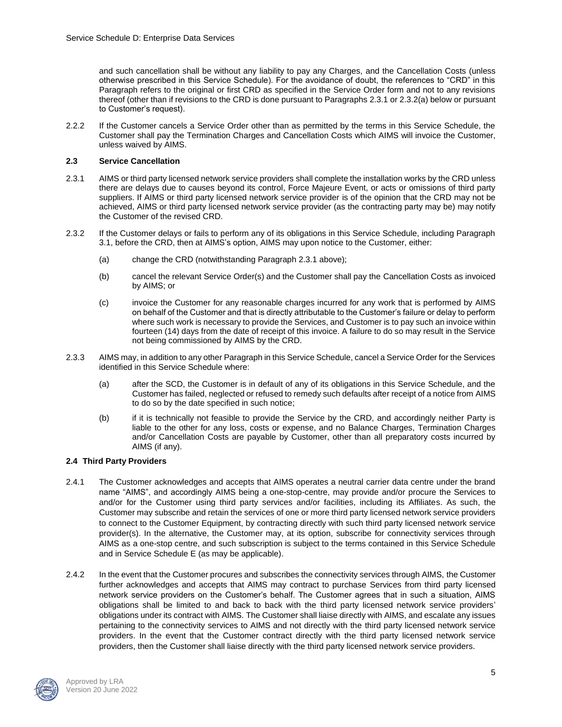and such cancellation shall be without any liability to pay any Charges, and the Cancellation Costs (unless otherwise prescribed in this Service Schedule). For the avoidance of doubt, the references to "CRD" in this Paragraph refers to the original or first CRD as specified in the Service Order form and not to any revisions thereof (other than if revisions to the CRD is done pursuant to Paragraphs 2.3.1 or 2.3.2(a) below or pursuant to Customer's request).

2.2.2 If the Customer cancels a Service Order other than as permitted by the terms in this Service Schedule, the Customer shall pay the Termination Charges and Cancellation Costs which AIMS will invoice the Customer, unless waived by AIMS.

### 2.3 Service Cancellation

2.3.1 AIMS or third party licensed network service providers shall complete the installation works by the CRD unless there are delays due to causes beyond its control, Force Majeure Event, or acts or omissions of third party suppliers. If AIMS or third party licensed network service provider is of the opinion that the CRD may not be achieved, AIMS or third party licensed network service provider (as the contracting party may be) may notify the Customer of the revised CRD.

2.3.2 If the Customer delays or fails to perform any of its obligations in this Service Schedule, including Paragraph 3.1, before the CRD, then at AIMS's option, AIMS may upon notice to the Customer, either:

(a) change the CRD (notwithstanding Paragraph 2.3.1 above);

(b) cancel the relevant Service Order(s) and the Customer shall pay the Cancellation Costs as invoiced by AIMS; or

(c) invoice the Customer for any reasonable charges incurred for any work that is performed by AIMS on behalf of the Customer and that is directly attributable to the Customer's failure or delay to perform where such work is necessary to provide the Services, and Customer is to pay such an invoice within fourteen (14) days from the date of receipt of this invoice. A failure to do so may result in the Service not being commissioned by AIMS by the CRD.

2.3.3 AIMS may, in addition to any other Paragraph in this Service Schedule, cancel a Service Order for the Services identified in this Service Schedule where:

(a) after the SCD, the Customer is in default of any of its obligations in this Service Schedule, and the Customer has failed, neglected or refused to remedy such defaults after receipt of a notice from AIMS to do so by the date specified in such notice;

(b) if it is technically not feasible to provide the Service by the CRD, and accordingly neither Party is liable to the other for any loss, costs or expense, and no Balance Charges, Termination Charges and/or Cancellation Costs are payable by Customer, other than all preparatory costs incurred by AIMS (if any).

### 2.4 Third Party Providers

2.4.1 The Customer acknowledges and accepts that AIMS operates a neutral carrier data centre under the brand name "AIMS", and accordingly AIMS being a one-stop-centre, may provide and/or procure the Services to and/or for the Customer using third party services and/or facilities, including its Affiliates. As such, the Customer may subscribe and retain the services of one or more third party licensed network service providers to connect to the Customer Equipment, by contracting directly with such third party licensed network service provider(s). In the alternative, the Customer may, at its option, subscribe for connectivity services through AIMS as a one-stop centre, and such subscription is subject to the terms contained in this Service Schedule and in Service Schedule E (as may be applicable).

2.4.2 In the event that the Customer procures and subscribes the connectivity services through AIMS, the Customer further acknowledges and accepts that AIMS may contract to purchase Services from third party licensed network service providers on the Customer's behalf. The Customer agrees that in such a situation, AIMS obligations shall be limited to and back to back with the third party licensed network service providers' obligations under its contract with AIMS. The Customer shall liaise directly with AIMS, and escalate any issues pertaining to the connectivity services to AIMS and not directly with the third party licensed network service providers. In the event that the Customer contract directly with the third party licensed network service providers, then the Customer shall liaise directly with the third party licensed network service providers.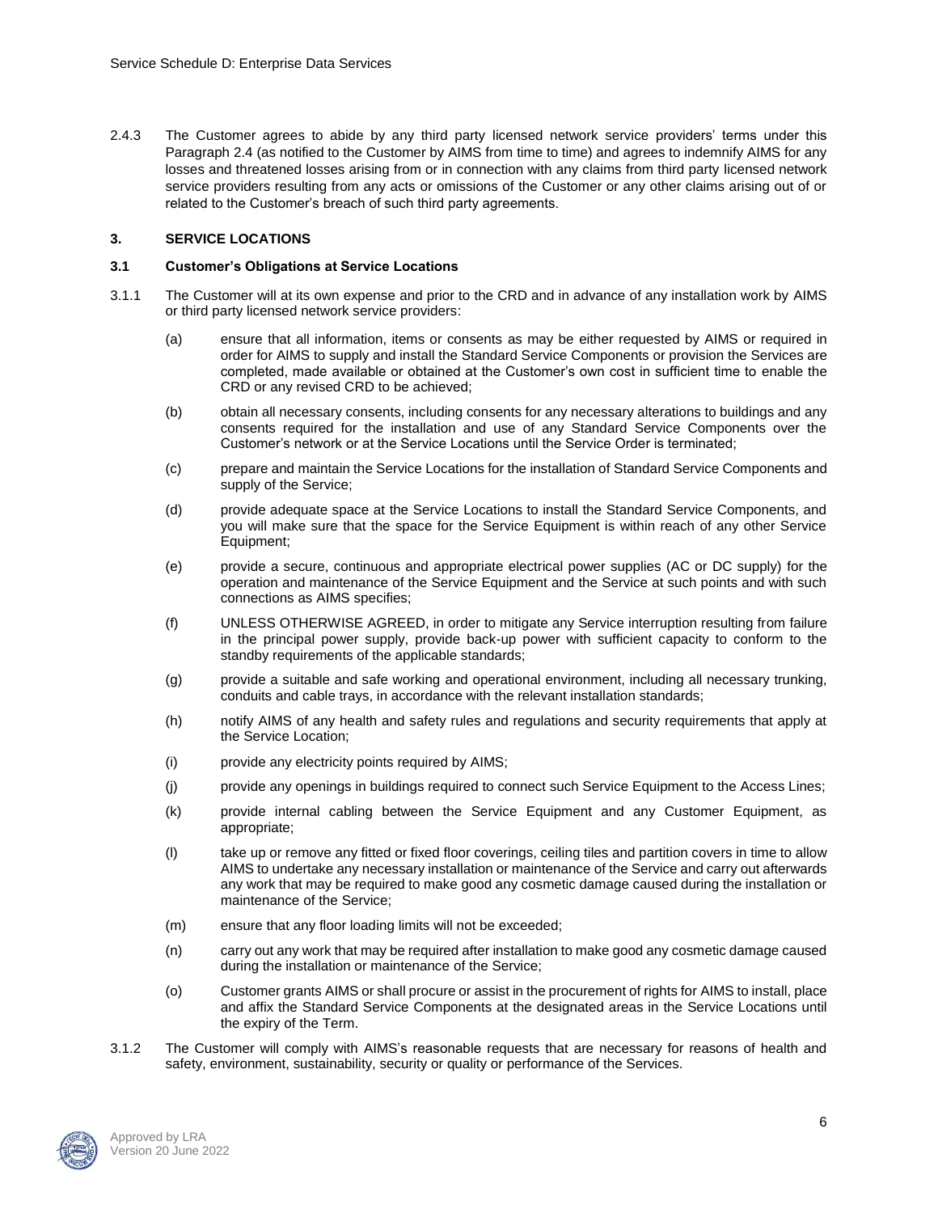2.4.3 The Customer agrees to abide by any third party licensed network service providers' terms under this Paragraph 2.4 (as notified to the Customer by AIMS from time to time) and agrees to indemnify AIMS for any losses and threatened losses arising from or in connection with any claims from third party licensed network service providers resulting from any acts or omissions of the Customer or any other claims arising out of or related to the Customer's breach of such third party agreements.

## 3. SERVICE LOCATIONS

### 3.1 Customer's Obligations at Service Locations

3.1.1 The Customer will at its own expense and prior to the CRD and in advance of any installation work by AIMS or third party licensed network service providers:

(a) ensure that all information, items or consents as may be either requested by AIMS or required in order for AIMS to supply and install the Standard Service Components or provision the Services are completed, made available or obtained at the Customer's own cost in sufficient time to enable the CRD or any revised CRD to be achieved;

(b) obtain all necessary consents, including consents for any necessary alterations to buildings and any consents required for the installation and use of any Standard Service Components over the Customer's network or at the Service Locations until the Service Order is terminated;

(c) prepare and maintain the Service Locations for the installation of Standard Service Components and supply of the Service;

(d) provide adequate space at the Service Locations to install the Standard Service Components, and you will make sure that the space for the Service Equipment is within reach of any other Service Equipment;

(e) provide a secure, continuous and appropriate electrical power supplies (AC or DC supply) for the operation and maintenance of the Service Equipment and the Service at such points and with such connections as AIMS specifies;

(f) UNLESS OTHERWISE AGREED, in order to mitigate any Service interruption resulting from failure in the principal power supply, provide back-up power with sufficient capacity to conform to the standby requirements of the applicable standards;

(g) provide a suitable and safe working and operational environment, including all necessary trunking, conduits and cable trays, in accordance with the relevant installation standards;

(h) notify AIMS of any health and safety rules and regulations and security requirements that apply at the Service Location;

(i) provide any electricity points required by AIMS;

(j) provide any openings in buildings required to connect such Service Equipment to the Access Lines;

(k) provide internal cabling between the Service Equipment and any Customer Equipment, as appropriate;

(l) take up or remove any fitted or fixed floor coverings, ceiling tiles and partition covers in time to allow AIMS to undertake any necessary installation or maintenance of the Service and carry out afterwards any work that may be required to make good any cosmetic damage caused during the installation or maintenance of the Service;

(m) ensure that any floor loading limits will not be exceeded;

(n) carry out any work that may be required after installation to make good any cosmetic damage caused during the installation or maintenance of the Service;

(o) Customer grants AIMS or shall procure or assist in the procurement of rights for AIMS to install, place and affix the Standard Service Components at the designated areas in the Service Locations until the expiry of the Term.

3.1.2 The Customer will comply with AIMS's reasonable requests that are necessary for reasons of health and safety, environment, sustainability, security or quality or performance of the Services.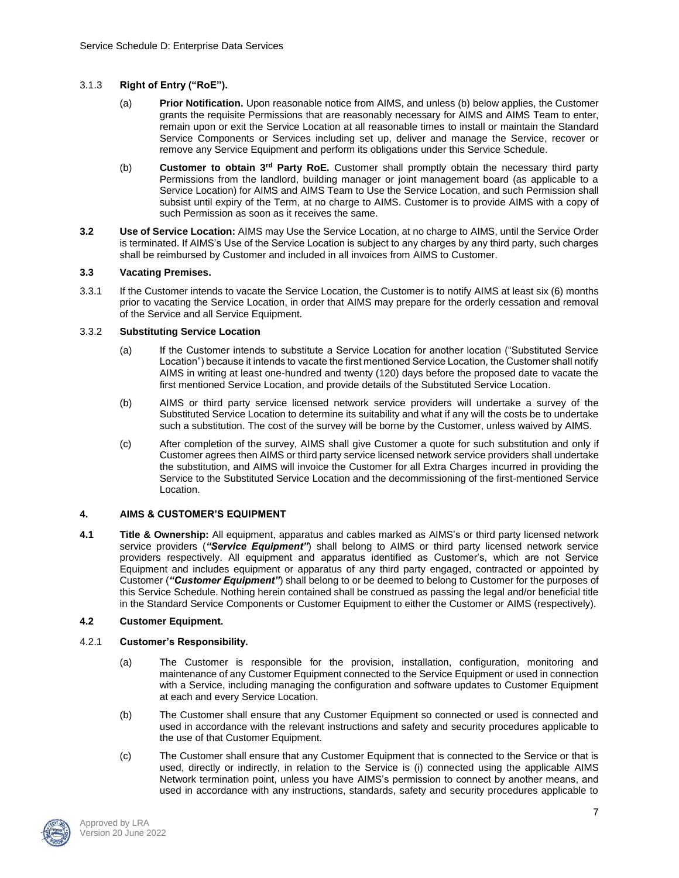3.1.3 **Right of Entry ("RoE").**

(a) **Prior Notification.** Upon reasonable notice from AIMS, and unless (b) below applies, the Customer grants the requisite Permissions that are reasonably necessary for AIMS and AIMS Team to enter, remain upon or exit the Service Location at all reasonable times to install or maintain the Standard Service Components or Services including set up, deliver and manage the Service, recover or remove any Service Equipment and perform its obligations under this Service Schedule.

(b) **Customer to obtain 3rd Party RoE.** Customer shall promptly obtain the necessary third party Permissions from the landlord, building manager or joint management board (as applicable to a Service Location) for AIMS and AIMS Team to Use the Service Location, and such Permission shall subsist until expiry of the Term, at no charge to AIMS. Customer is to provide AIMS with a copy of such Permission as soon as it receives the same.

**3.2 Use of Service Location:** AIMS may Use the Service Location, at no charge to AIMS, until the Service Order is terminated. If AIMS's Use of the Service Location is subject to any charges by any third party, such charges shall be reimbursed by Customer and included in all invoices from AIMS to Customer.

**3.3 Vacating Premises.**

3.3.1 If the Customer intends to vacate the Service Location, the Customer is to notify AIMS at least six (6) months prior to vacating the Service Location, in order that AIMS may prepare for the orderly cessation and removal of the Service and all Service Equipment.

3.3.2 **Substituting Service Location**

(a) If the Customer intends to substitute a Service Location for another location ("Substituted Service Location") because it intends to vacate the first mentioned Service Location, the Customer shall notify AIMS in writing at least one-hundred and twenty (120) days before the proposed date to vacate the first mentioned Service Location, and provide details of the Substituted Service Location.

(b) AIMS or third party service licensed network service providers will undertake a survey of the Substituted Service Location to determine its suitability and what if any will the costs be to undertake such a substitution. The cost of the survey will be borne by the Customer, unless waived by AIMS.

(c) After completion of the survey, AIMS shall give Customer a quote for such substitution and only if Customer agrees then AIMS or third party service licensed network service providers shall undertake the substitution, and AIMS will invoice the Customer for all Extra Charges incurred in providing the Service to the Substituted Service Location and the decommissioning of the first-mentioned Service Location.

## 4. AIMS & CUSTOMER'S EQUIPMENT

**4.1 Title & Ownership:** All equipment, apparatus and cables marked as AIMS's or third party licensed network service providers (***"Service Equipment"***) shall belong to AIMS or third party licensed network service providers respectively. All equipment and apparatus identified as Customer's, which are not Service Equipment and includes equipment or apparatus of any third party engaged, contracted or appointed by Customer (***"Customer Equipment"***) shall belong to or be deemed to belong to Customer for the purposes of this Service Schedule. Nothing herein contained shall be construed as passing the legal and/or beneficial title in the Standard Service Components or Customer Equipment to either the Customer or AIMS (respectively).

**4.2 Customer Equipment.**

4.2.1 **Customer's Responsibility.**

(a) The Customer is responsible for the provision, installation, configuration, monitoring and maintenance of any Customer Equipment connected to the Service Equipment or used in connection with a Service, including managing the configuration and software updates to Customer Equipment at each and every Service Location.

(b) The Customer shall ensure that any Customer Equipment so connected or used is connected and used in accordance with the relevant instructions and safety and security procedures applicable to the use of that Customer Equipment.

(c) The Customer shall ensure that any Customer Equipment that is connected to the Service or that is used, directly or indirectly, in relation to the Service is (i) connected using the applicable AIMS Network termination point, unless you have AIMS's permission to connect by another means, and used in accordance with any instructions, standards, safety and security procedures applicable to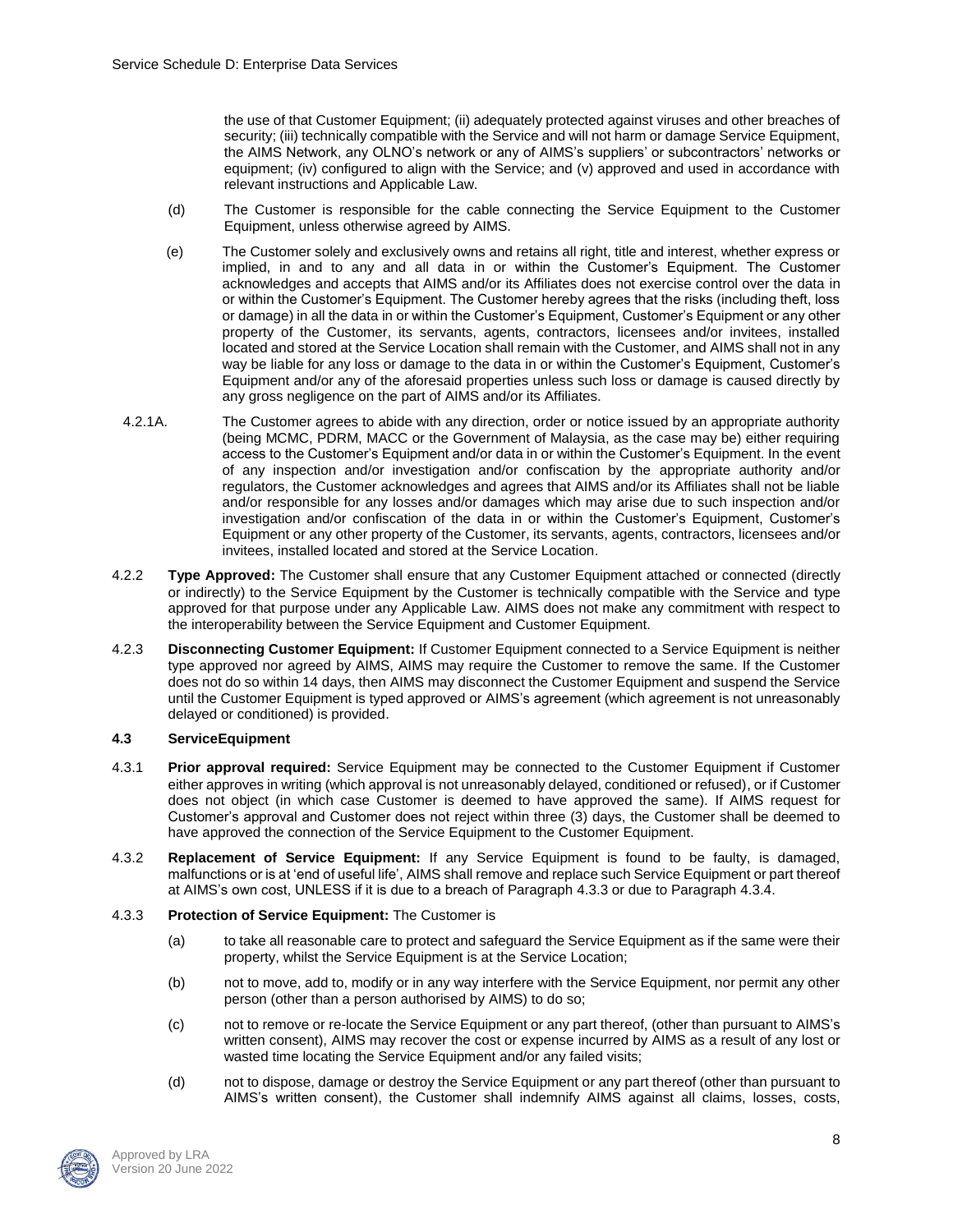the use of that Customer Equipment; (ii) adequately protected against viruses and other breaches of security; (iii) technically compatible with the Service and will not harm or damage Service Equipment, the AIMS Network, any OLNO's network or any of AIMS's suppliers' or subcontractors' networks or equipment; (iv) configured to align with the Service; and (v) approved and used in accordance with relevant instructions and Applicable Law.

(d) The Customer is responsible for the cable connecting the Service Equipment to the Customer Equipment, unless otherwise agreed by AIMS.

(e) The Customer solely and exclusively owns and retains all right, title and interest, whether express or implied, in and to any and all data in or within the Customer's Equipment. The Customer acknowledges and accepts that AIMS and/or its Affiliates does not exercise control over the data in or within the Customer's Equipment. The Customer hereby agrees that the risks (including theft, loss or damage) in all the data in or within the Customer's Equipment, Customer's Equipment or any other property of the Customer, its servants, agents, contractors, licensees and/or invitees, installed located and stored at the Service Location shall remain with the Customer, and AIMS shall not in any way be liable for any loss or damage to the data in or within the Customer's Equipment, Customer's Equipment and/or any of the aforesaid properties unless such loss or damage is caused directly by any gross negligence on the part of AIMS and/or its Affiliates.

4.2.1A. The Customer agrees to abide with any direction, order or notice issued by an appropriate authority (being MCMC, PDRM, MACC or the Government of Malaysia, as the case may be) either requiring access to the Customer's Equipment and/or data in or within the Customer's Equipment. In the event of any inspection and/or investigation and/or confiscation by the appropriate authority and/or regulators, the Customer acknowledges and agrees that AIMS and/or its Affiliates shall not be liable and/or responsible for any losses and/or damages which may arise due to such inspection and/or investigation and/or confiscation of the data in or within the Customer's Equipment, Customer's Equipment or any other property of the Customer, its servants, agents, contractors, licensees and/or invitees, installed located and stored at the Service Location.

4.2.2 **Type Approved:** The Customer shall ensure that any Customer Equipment attached or connected (directly or indirectly) to the Service Equipment by the Customer is technically compatible with the Service and type approved for that purpose under any Applicable Law. AIMS does not make any commitment with respect to the interoperability between the Service Equipment and Customer Equipment.

4.2.3 **Disconnecting Customer Equipment:** If Customer Equipment connected to a Service Equipment is neither type approved nor agreed by AIMS, AIMS may require the Customer to remove the same. If the Customer does not do so within 14 days, then AIMS may disconnect the Customer Equipment and suspend the Service until the Customer Equipment is typed approved or AIMS's agreement (which agreement is not unreasonably delayed or conditioned) is provided.

### 4.3 ServiceEquipment

4.3.1 **Prior approval required:** Service Equipment may be connected to the Customer Equipment if Customer either approves in writing (which approval is not unreasonably delayed, conditioned or refused), or if Customer does not object (in which case Customer is deemed to have approved the same). If AIMS request for Customer's approval and Customer does not reject within three (3) days, the Customer shall be deemed to have approved the connection of the Service Equipment to the Customer Equipment.

4.3.2 **Replacement of Service Equipment:** If any Service Equipment is found to be faulty, is damaged, malfunctions or is at 'end of useful life', AIMS shall remove and replace such Service Equipment or part thereof at AIMS's own cost, UNLESS if it is due to a breach of Paragraph 4.3.3 or due to Paragraph 4.3.4.

4.3.3 **Protection of Service Equipment:** The Customer is

(a) to take all reasonable care to protect and safeguard the Service Equipment as if the same were their property, whilst the Service Equipment is at the Service Location;

(b) not to move, add to, modify or in any way interfere with the Service Equipment, nor permit any other person (other than a person authorised by AIMS) to do so;

(c) not to remove or re-locate the Service Equipment or any part thereof, (other than pursuant to AIMS's written consent), AIMS may recover the cost or expense incurred by AIMS as a result of any lost or wasted time locating the Service Equipment and/or any failed visits;

(d) not to dispose, damage or destroy the Service Equipment or any part thereof (other than pursuant to AIMS's written consent), the Customer shall indemnify AIMS against all claims, losses, costs,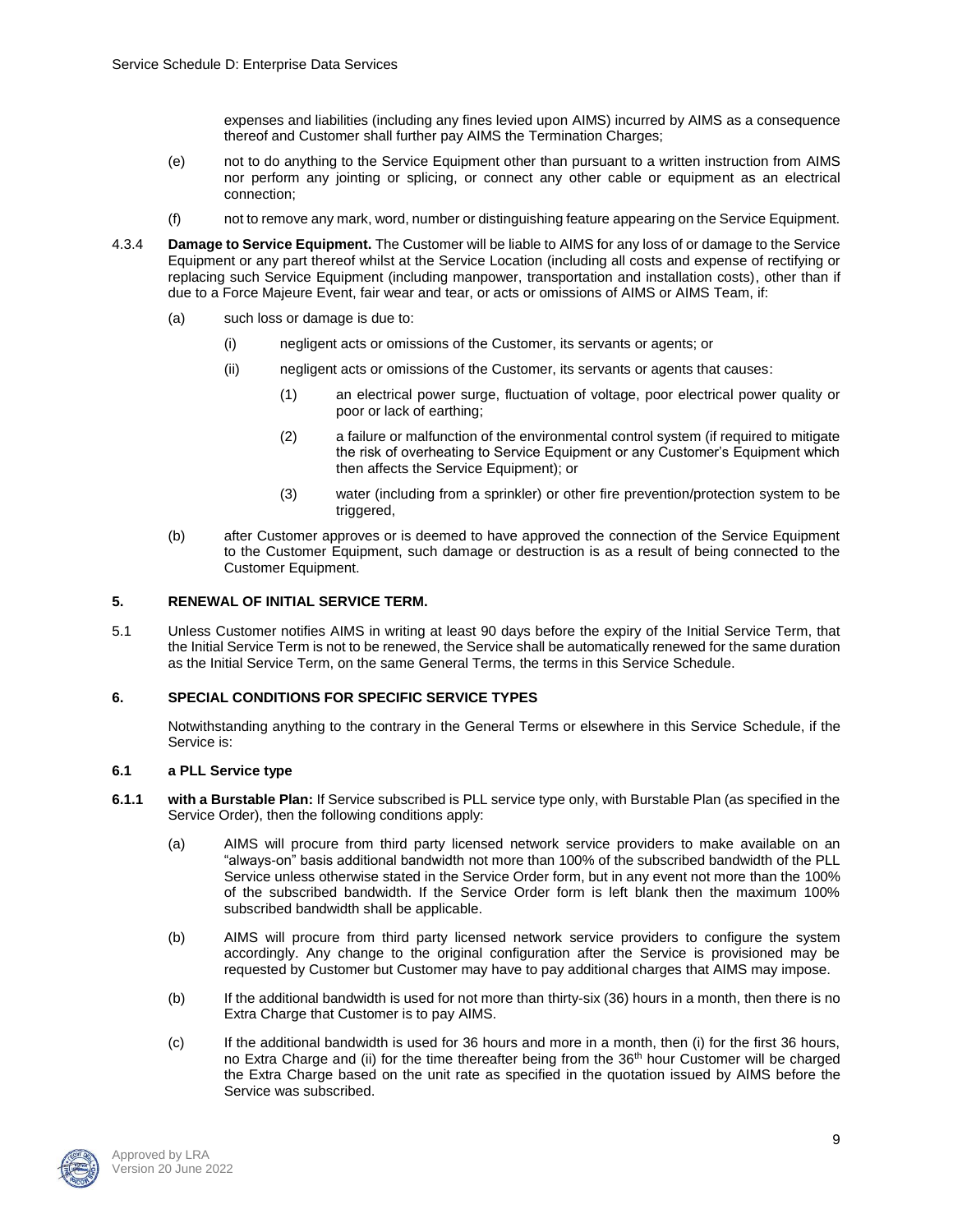expenses and liabilities (including any fines levied upon AIMS) incurred by AIMS as a consequence thereof and Customer shall further pay AIMS the Termination Charges;

(e) not to do anything to the Service Equipment other than pursuant to a written instruction from AIMS nor perform any jointing or splicing, or connect any other cable or equipment as an electrical connection;

(f) not to remove any mark, word, number or distinguishing feature appearing on the Service Equipment.

4.3.4 **Damage to Service Equipment.** The Customer will be liable to AIMS for any loss of or damage to the Service Equipment or any part thereof whilst at the Service Location (including all costs and expense of rectifying or replacing such Service Equipment (including manpower, transportation and installation costs), other than if due to a Force Majeure Event, fair wear and tear, or acts or omissions of AIMS or AIMS Team, if:

(a) such loss or damage is due to:

(i) negligent acts or omissions of the Customer, its servants or agents; or

(ii) negligent acts or omissions of the Customer, its servants or agents that causes:

(1) an electrical power surge, fluctuation of voltage, poor electrical power quality or poor or lack of earthing;

(2) a failure or malfunction of the environmental control system (if required to mitigate the risk of overheating to Service Equipment or any Customer's Equipment which then affects the Service Equipment); or

(3) water (including from a sprinkler) or other fire prevention/protection system to be triggered,

(b) after Customer approves or is deemed to have approved the connection of the Service Equipment to the Customer Equipment, such damage or destruction is as a result of being connected to the Customer Equipment.

## 5. RENEWAL OF INITIAL SERVICE TERM.

5.1 Unless Customer notifies AIMS in writing at least 90 days before the expiry of the Initial Service Term, that the Initial Service Term is not to be renewed, the Service shall be automatically renewed for the same duration as the Initial Service Term, on the same General Terms, the terms in this Service Schedule.

## 6. SPECIAL CONDITIONS FOR SPECIFIC SERVICE TYPES

Notwithstanding anything to the contrary in the General Terms or elsewhere in this Service Schedule, if the Service is:

### 6.1 a PLL Service type

**6.1.1 with a Burstable Plan:** If Service subscribed is PLL service type only, with Burstable Plan (as specified in the Service Order), then the following conditions apply:

(a) AIMS will procure from third party licensed network service providers to make available on an "always-on" basis additional bandwidth not more than 100% of the subscribed bandwidth of the PLL Service unless otherwise stated in the Service Order form, but in any event not more than the 100% of the subscribed bandwidth. If the Service Order form is left blank then the maximum 100% subscribed bandwidth shall be applicable.

(b) AIMS will procure from third party licensed network service providers to configure the system accordingly. Any change to the original configuration after the Service is provisioned may be requested by Customer but Customer may have to pay additional charges that AIMS may impose.

(b) If the additional bandwidth is used for not more than thirty-six (36) hours in a month, then there is no Extra Charge that Customer is to pay AIMS.

(c) If the additional bandwidth is used for 36 hours and more in a month, then (i) for the first 36 hours, no Extra Charge and (ii) for the time thereafter being from the 36th hour Customer will be charged the Extra Charge based on the unit rate as specified in the quotation issued by AIMS before the Service was subscribed.

Approved by LRA
Version 20 June 2022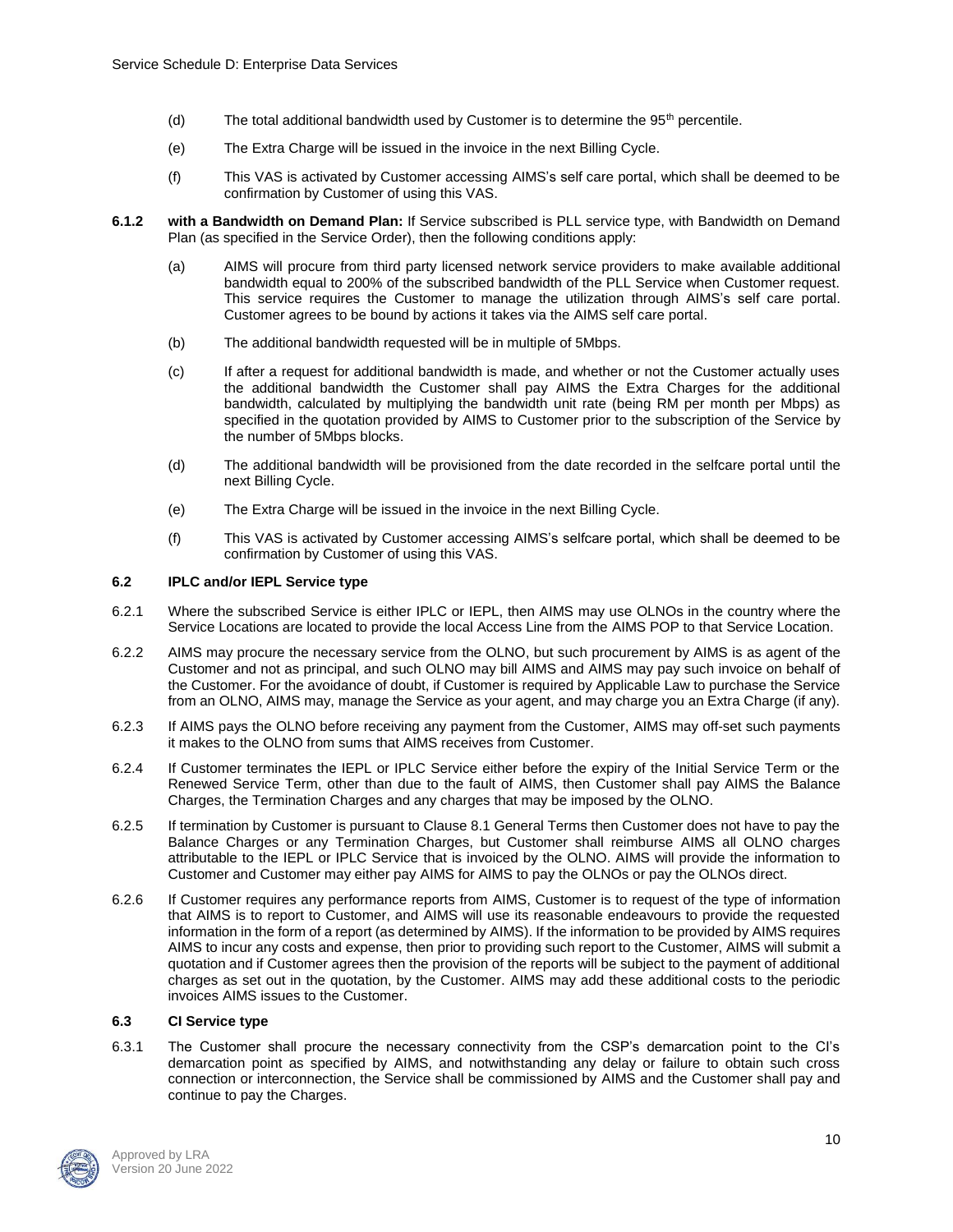(d) The total additional bandwidth used by Customer is to determine the 95th percentile.

(e) The Extra Charge will be issued in the invoice in the next Billing Cycle.

(f) This VAS is activated by Customer accessing AIMS's self care portal, which shall be deemed to be confirmation by Customer of using this VAS.

**6.1.2 with a Bandwidth on Demand Plan:** If Service subscribed is PLL service type, with Bandwidth on Demand Plan (as specified in the Service Order), then the following conditions apply:

(a) AIMS will procure from third party licensed network service providers to make available additional bandwidth equal to 200% of the subscribed bandwidth of the PLL Service when Customer request. This service requires the Customer to manage the utilization through AIMS's self care portal. Customer agrees to be bound by actions it takes via the AIMS self care portal.

(b) The additional bandwidth requested will be in multiple of 5Mbps.

(c) If after a request for additional bandwidth is made, and whether or not the Customer actually uses the additional bandwidth the Customer shall pay AIMS the Extra Charges for the additional bandwidth, calculated by multiplying the bandwidth unit rate (being RM per month per Mbps) as specified in the quotation provided by AIMS to Customer prior to the subscription of the Service by the number of 5Mbps blocks.

(d) The additional bandwidth will be provisioned from the date recorded in the selfcare portal until the next Billing Cycle.

(e) The Extra Charge will be issued in the invoice in the next Billing Cycle.

(f) This VAS is activated by Customer accessing AIMS's selfcare portal, which shall be deemed to be confirmation by Customer of using this VAS.

### 6.2 IPLC and/or IEPL Service type

6.2.1 Where the subscribed Service is either IPLC or IEPL, then AIMS may use OLNOs in the country where the Service Locations are located to provide the local Access Line from the AIMS POP to that Service Location.

6.2.2 AIMS may procure the necessary service from the OLNO, but such procurement by AIMS is as agent of the Customer and not as principal, and such OLNO may bill AIMS and AIMS may pay such invoice on behalf of the Customer. For the avoidance of doubt, if Customer is required by Applicable Law to purchase the Service from an OLNO, AIMS may, manage the Service as your agent, and may charge you an Extra Charge (if any).

6.2.3 If AIMS pays the OLNO before receiving any payment from the Customer, AIMS may off-set such payments it makes to the OLNO from sums that AIMS receives from Customer.

6.2.4 If Customer terminates the IEPL or IPLC Service either before the expiry of the Initial Service Term or the Renewed Service Term, other than due to the fault of AIMS, then Customer shall pay AIMS the Balance Charges, the Termination Charges and any charges that may be imposed by the OLNO.

6.2.5 If termination by Customer is pursuant to Clause 8.1 General Terms then Customer does not have to pay the Balance Charges or any Termination Charges, but Customer shall reimburse AIMS all OLNO charges attributable to the IEPL or IPLC Service that is invoiced by the OLNO. AIMS will provide the information to Customer and Customer may either pay AIMS for AIMS to pay the OLNOs or pay the OLNOs direct.

6.2.6 If Customer requires any performance reports from AIMS, Customer is to request of the type of information that AIMS is to report to Customer, and AIMS will use its reasonable endeavours to provide the requested information in the form of a report (as determined by AIMS). If the information to be provided by AIMS requires AIMS to incur any costs and expense, then prior to providing such report to the Customer, AIMS will submit a quotation and if Customer agrees then the provision of the reports will be subject to the payment of additional charges as set out in the quotation, by the Customer. AIMS may add these additional costs to the periodic invoices AIMS issues to the Customer.

### 6.3 CI Service type

6.3.1 The Customer shall procure the necessary connectivity from the CSP's demarcation point to the CI's demarcation point as specified by AIMS, and notwithstanding any delay or failure to obtain such cross connection or interconnection, the Service shall be commissioned by AIMS and the Customer shall pay and continue to pay the Charges.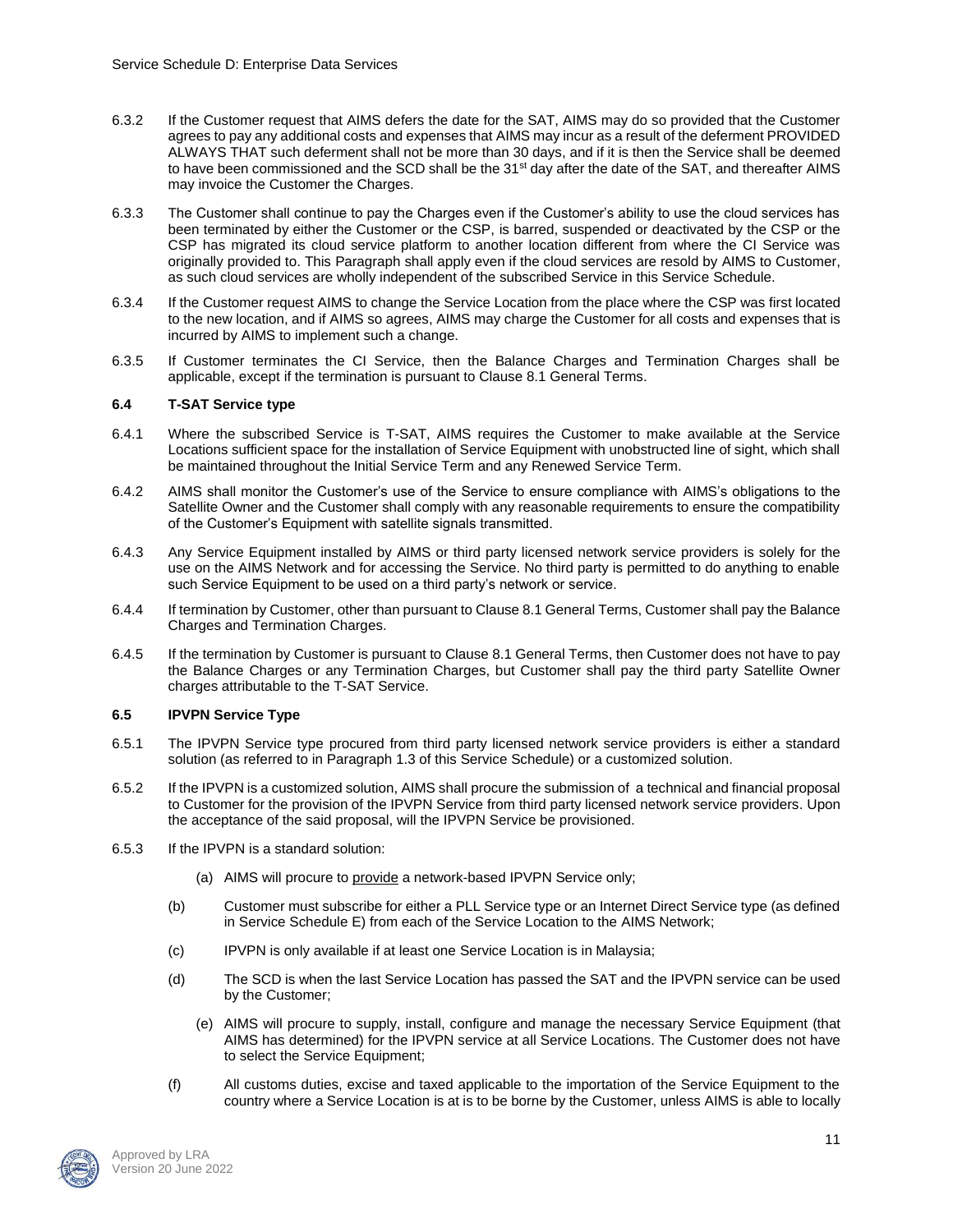6.3.2 If the Customer request that AIMS defers the date for the SAT, AIMS may do so provided that the Customer agrees to pay any additional costs and expenses that AIMS may incur as a result of the deferment PROVIDED ALWAYS THAT such deferment shall not be more than 30 days, and if it is then the Service shall be deemed to have been commissioned and the SCD shall be the 31st day after the date of the SAT, and thereafter AIMS may invoice the Customer the Charges.

6.3.3 The Customer shall continue to pay the Charges even if the Customer's ability to use the cloud services has been terminated by either the Customer or the CSP, is barred, suspended or deactivated by the CSP or the CSP has migrated its cloud service platform to another location different from where the CI Service was originally provided to. This Paragraph shall apply even if the cloud services are resold by AIMS to Customer, as such cloud services are wholly independent of the subscribed Service in this Service Schedule.

6.3.4 If the Customer request AIMS to change the Service Location from the place where the CSP was first located to the new location, and if AIMS so agrees, AIMS may charge the Customer for all costs and expenses that is incurred by AIMS to implement such a change.

6.3.5 If Customer terminates the CI Service, then the Balance Charges and Termination Charges shall be applicable, except if the termination is pursuant to Clause 8.1 General Terms.

**6.4 T-SAT Service type**

6.4.1 Where the subscribed Service is T-SAT, AIMS requires the Customer to make available at the Service Locations sufficient space for the installation of Service Equipment with unobstructed line of sight, which shall be maintained throughout the Initial Service Term and any Renewed Service Term.

6.4.2 AIMS shall monitor the Customer's use of the Service to ensure compliance with AIMS's obligations to the Satellite Owner and the Customer shall comply with any reasonable requirements to ensure the compatibility of the Customer's Equipment with satellite signals transmitted.

6.4.3 Any Service Equipment installed by AIMS or third party licensed network service providers is solely for the use on the AIMS Network and for accessing the Service. No third party is permitted to do anything to enable such Service Equipment to be used on a third party's network or service.

6.4.4 If termination by Customer, other than pursuant to Clause 8.1 General Terms, Customer shall pay the Balance Charges and Termination Charges.

6.4.5 If the termination by Customer is pursuant to Clause 8.1 General Terms, then Customer does not have to pay the Balance Charges or any Termination Charges, but Customer shall pay the third party Satellite Owner charges attributable to the T-SAT Service.

**6.5 IPVPN Service Type**

6.5.1 The IPVPN Service type procured from third party licensed network service providers is either a standard solution (as referred to in Paragraph 1.3 of this Service Schedule) or a customized solution.

6.5.2 If the IPVPN is a customized solution, AIMS shall procure the submission of a technical and financial proposal to Customer for the provision of the IPVPN Service from third party licensed network service providers. Upon the acceptance of the said proposal, will the IPVPN Service be provisioned.

6.5.3 If the IPVPN is a standard solution:

(a) AIMS will procure to provide a network-based IPVPN Service only;

(b) Customer must subscribe for either a PLL Service type or an Internet Direct Service type (as defined in Service Schedule E) from each of the Service Location to the AIMS Network;

(c) IPVPN is only available if at least one Service Location is in Malaysia;

(d) The SCD is when the last Service Location has passed the SAT and the IPVPN service can be used by the Customer;

(e) AIMS will procure to supply, install, configure and manage the necessary Service Equipment (that AIMS has determined) for the IPVPN service at all Service Locations. The Customer does not have to select the Service Equipment;

(f) All customs duties, excise and taxed applicable to the importation of the Service Equipment to the country where a Service Location is at is to be borne by the Customer, unless AIMS is able to locally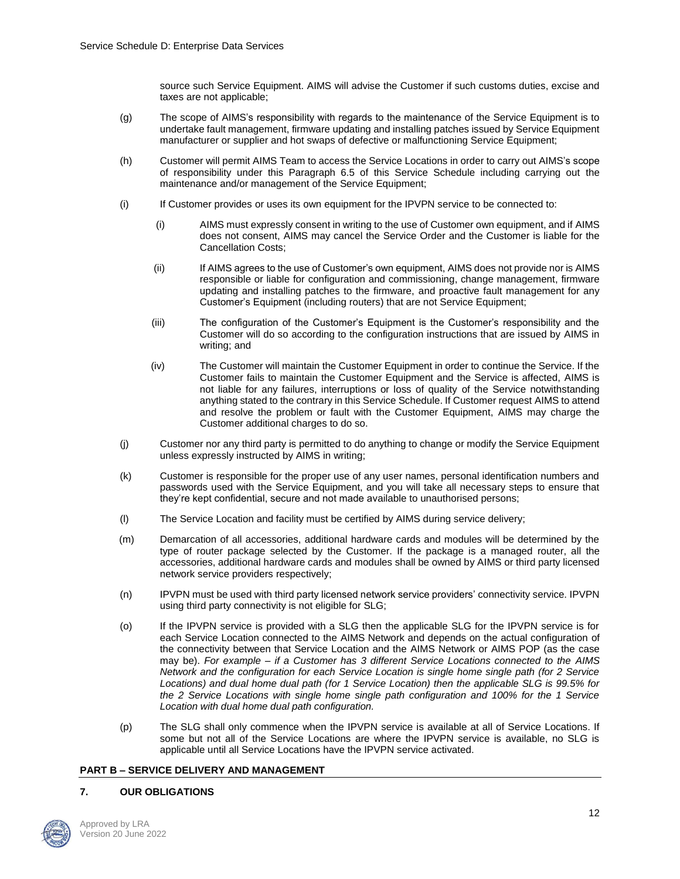source such Service Equipment. AIMS will advise the Customer if such customs duties, excise and taxes are not applicable;

(g) The scope of AIMS's responsibility with regards to the maintenance of the Service Equipment is to undertake fault management, firmware updating and installing patches issued by Service Equipment manufacturer or supplier and hot swaps of defective or malfunctioning Service Equipment;

(h) Customer will permit AIMS Team to access the Service Locations in order to carry out AIMS's scope of responsibility under this Paragraph 6.5 of this Service Schedule including carrying out the maintenance and/or management of the Service Equipment;

(i) If Customer provides or uses its own equipment for the IPVPN service to be connected to:

   (i) AIMS must expressly consent in writing to the use of Customer own equipment, and if AIMS does not consent, AIMS may cancel the Service Order and the Customer is liable for the Cancellation Costs;

   (ii) If AIMS agrees to the use of Customer's own equipment, AIMS does not provide nor is AIMS responsible or liable for configuration and commissioning, change management, firmware updating and installing patches to the firmware, and proactive fault management for any Customer's Equipment (including routers) that are not Service Equipment;

   (iii) The configuration of the Customer's Equipment is the Customer's responsibility and the Customer will do so according to the configuration instructions that are issued by AIMS in writing; and

   (iv) The Customer will maintain the Customer Equipment in order to continue the Service. If the Customer fails to maintain the Customer Equipment and the Service is affected, AIMS is not liable for any failures, interruptions or loss of quality of the Service notwithstanding anything stated to the contrary in this Service Schedule. If Customer request AIMS to attend and resolve the problem or fault with the Customer Equipment, AIMS may charge the Customer additional charges to do so.

(j) Customer nor any third party is permitted to do anything to change or modify the Service Equipment unless expressly instructed by AIMS in writing;

(k) Customer is responsible for the proper use of any user names, personal identification numbers and passwords used with the Service Equipment, and you will take all necessary steps to ensure that they're kept confidential, secure and not made available to unauthorised persons;

(l) The Service Location and facility must be certified by AIMS during service delivery;

(m) Demarcation of all accessories, additional hardware cards and modules will be determined by the type of router package selected by the Customer. If the package is a managed router, all the accessories, additional hardware cards and modules shall be owned by AIMS or third party licensed network service providers respectively;

(n) IPVPN must be used with third party licensed network service providers' connectivity service. IPVPN using third party connectivity is not eligible for SLG;

(o) If the IPVPN service is provided with a SLG then the applicable SLG for the IPVPN service is for each Service Location connected to the AIMS Network and depends on the actual configuration of the connectivity between that Service Location and the AIMS Network or AIMS POP (as the case may be). *For example – if a Customer has 3 different Service Locations connected to the AIMS Network and the configuration for each Service Location is single home single path (for 2 Service Locations) and dual home dual path (for 1 Service Location) then the applicable SLG is 99.5% for the 2 Service Locations with single home single path configuration and 100% for the 1 Service Location with dual home dual path configuration.*

(p) The SLG shall only commence when the IPVPN service is available at all of Service Locations. If some but not all of the Service Locations are where the IPVPN service is available, no SLG is applicable until all Service Locations have the IPVPN service activated.

## PART B – SERVICE DELIVERY AND MANAGEMENT

### 7. OUR OBLIGATIONS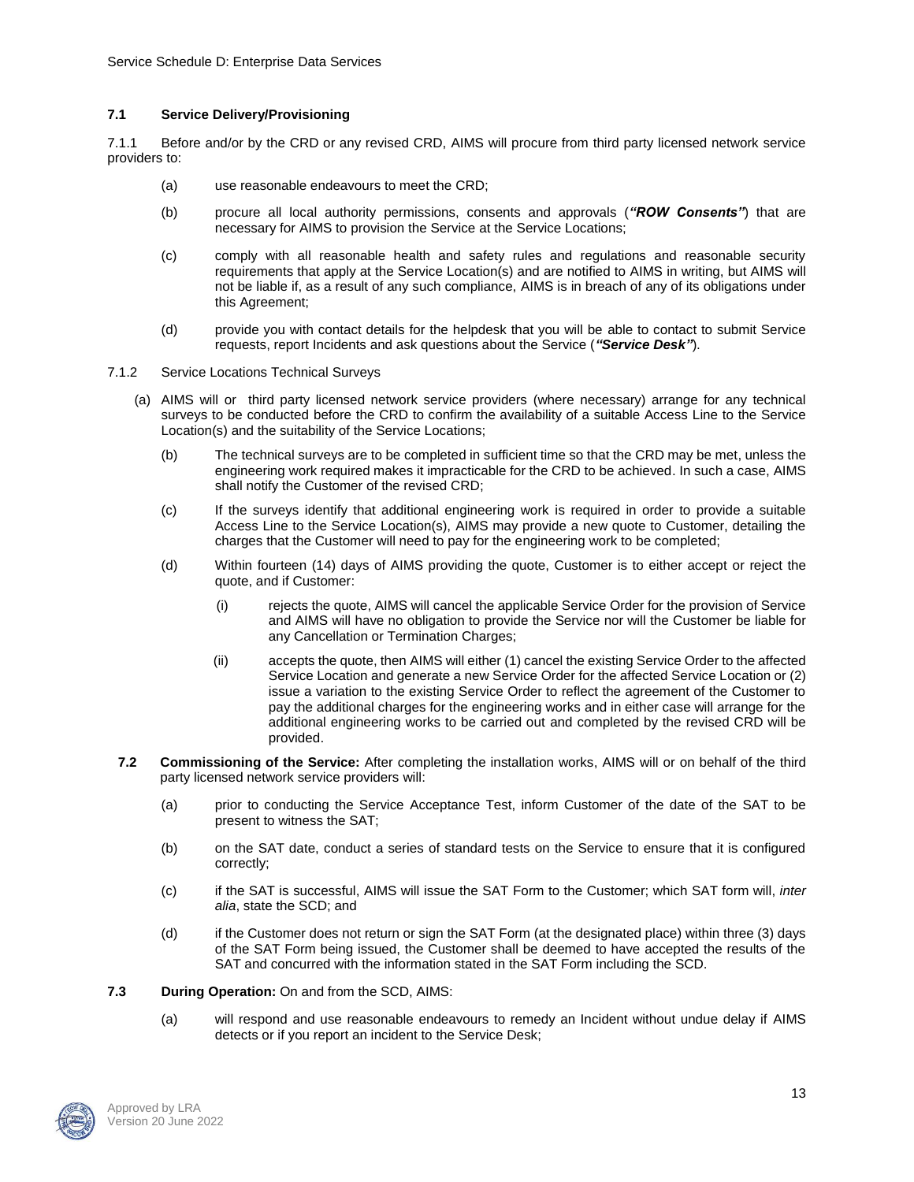**7.1 Service Delivery/Provisioning**

7.1.1 Before and/or by the CRD or any revised CRD, AIMS will procure from third party licensed network service providers to:

(a) use reasonable endeavours to meet the CRD;

(b) procure all local authority permissions, consents and approvals (***"ROW Consents"***) that are necessary for AIMS to provision the Service at the Service Locations;

(c) comply with all reasonable health and safety rules and regulations and reasonable security requirements that apply at the Service Location(s) and are notified to AIMS in writing, but AIMS will not be liable if, as a result of any such compliance, AIMS is in breach of any of its obligations under this Agreement;

(d) provide you with contact details for the helpdesk that you will be able to contact to submit Service requests, report Incidents and ask questions about the Service (***"Service Desk"***).

7.1.2 Service Locations Technical Surveys

(a) AIMS will or third party licensed network service providers (where necessary) arrange for any technical surveys to be conducted before the CRD to confirm the availability of a suitable Access Line to the Service Location(s) and the suitability of the Service Locations;

(b) The technical surveys are to be completed in sufficient time so that the CRD may be met, unless the engineering work required makes it impracticable for the CRD to be achieved. In such a case, AIMS shall notify the Customer of the revised CRD;

(c) If the surveys identify that additional engineering work is required in order to provide a suitable Access Line to the Service Location(s), AIMS may provide a new quote to Customer, detailing the charges that the Customer will need to pay for the engineering work to be completed;

(d) Within fourteen (14) days of AIMS providing the quote, Customer is to either accept or reject the quote, and if Customer:

(i) rejects the quote, AIMS will cancel the applicable Service Order for the provision of Service and AIMS will have no obligation to provide the Service nor will the Customer be liable for any Cancellation or Termination Charges;

(ii) accepts the quote, then AIMS will either (1) cancel the existing Service Order to the affected Service Location and generate a new Service Order for the affected Service Location or (2) issue a variation to the existing Service Order to reflect the agreement of the Customer to pay the additional charges for the engineering works and in either case will arrange for the additional engineering works to be carried out and completed by the revised CRD will be provided.

**7.2 Commissioning of the Service:** After completing the installation works, AIMS will or on behalf of the third party licensed network service providers will:

(a) prior to conducting the Service Acceptance Test, inform Customer of the date of the SAT to be present to witness the SAT;

(b) on the SAT date, conduct a series of standard tests on the Service to ensure that it is configured correctly;

(c) if the SAT is successful, AIMS will issue the SAT Form to the Customer; which SAT form will, *inter alia*, state the SCD; and

(d) if the Customer does not return or sign the SAT Form (at the designated place) within three (3) days of the SAT Form being issued, the Customer shall be deemed to have accepted the results of the SAT and concurred with the information stated in the SAT Form including the SCD.

**7.3 During Operation:** On and from the SCD, AIMS:

(a) will respond and use reasonable endeavours to remedy an Incident without undue delay if AIMS detects or if you report an incident to the Service Desk;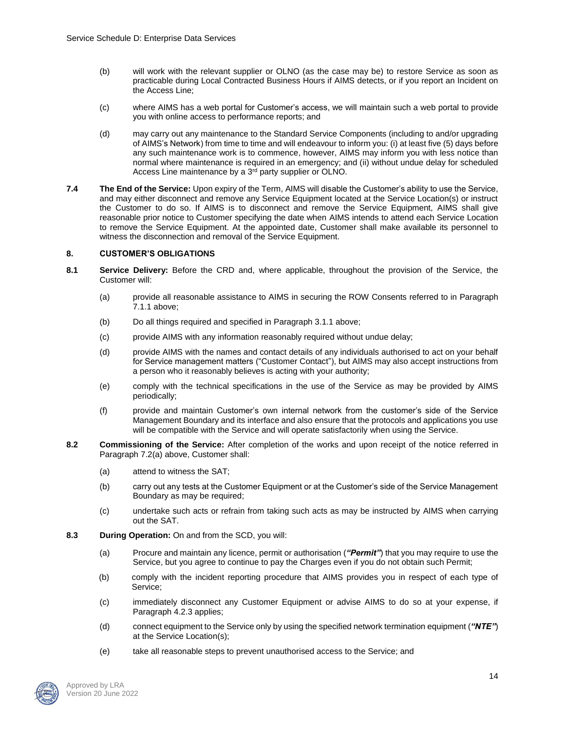(b) will work with the relevant supplier or OLNO (as the case may be) to restore Service as soon as practicable during Local Contracted Business Hours if AIMS detects, or if you report an Incident on the Access Line;

(c) where AIMS has a web portal for Customer's access, we will maintain such a web portal to provide you with online access to performance reports; and

(d) may carry out any maintenance to the Standard Service Components (including to and/or upgrading of AIMS's Network) from time to time and will endeavour to inform you: (i) at least five (5) days before any such maintenance work is to commence, however, AIMS may inform you with less notice than normal where maintenance is required in an emergency; and (ii) without undue delay for scheduled Access Line maintenance by a 3rd party supplier or OLNO.

**7.4 The End of the Service:** Upon expiry of the Term, AIMS will disable the Customer's ability to use the Service, and may either disconnect and remove any Service Equipment located at the Service Location(s) or instruct the Customer to do so. If AIMS is to disconnect and remove the Service Equipment, AIMS shall give reasonable prior notice to Customer specifying the date when AIMS intends to attend each Service Location to remove the Service Equipment. At the appointed date, Customer shall make available its personnel to witness the disconnection and removal of the Service Equipment.

## 8. CUSTOMER'S OBLIGATIONS

**8.1 Service Delivery:** Before the CRD and, where applicable, throughout the provision of the Service, the Customer will:

(a) provide all reasonable assistance to AIMS in securing the ROW Consents referred to in Paragraph 7.1.1 above;

(b) Do all things required and specified in Paragraph 3.1.1 above;

(c) provide AIMS with any information reasonably required without undue delay;

(d) provide AIMS with the names and contact details of any individuals authorised to act on your behalf for Service management matters ("Customer Contact"), but AIMS may also accept instructions from a person who it reasonably believes is acting with your authority;

(e) comply with the technical specifications in the use of the Service as may be provided by AIMS periodically;

(f) provide and maintain Customer's own internal network from the customer's side of the Service Management Boundary and its interface and also ensure that the protocols and applications you use will be compatible with the Service and will operate satisfactorily when using the Service.

**8.2 Commissioning of the Service:** After completion of the works and upon receipt of the notice referred in Paragraph 7.2(a) above, Customer shall:

(a) attend to witness the SAT;

(b) carry out any tests at the Customer Equipment or at the Customer's side of the Service Management Boundary as may be required;

(c) undertake such acts or refrain from taking such acts as may be instructed by AIMS when carrying out the SAT.

**8.3 During Operation:** On and from the SCD, you will:

(a) Procure and maintain any licence, permit or authorisation (***"Permit"***) that you may require to use the Service, but you agree to continue to pay the Charges even if you do not obtain such Permit;

(b) comply with the incident reporting procedure that AIMS provides you in respect of each type of Service;

(c) immediately disconnect any Customer Equipment or advise AIMS to do so at your expense, if Paragraph 4.2.3 applies;

(d) connect equipment to the Service only by using the specified network termination equipment (***"NTE"***) at the Service Location(s);

(e) take all reasonable steps to prevent unauthorised access to the Service; and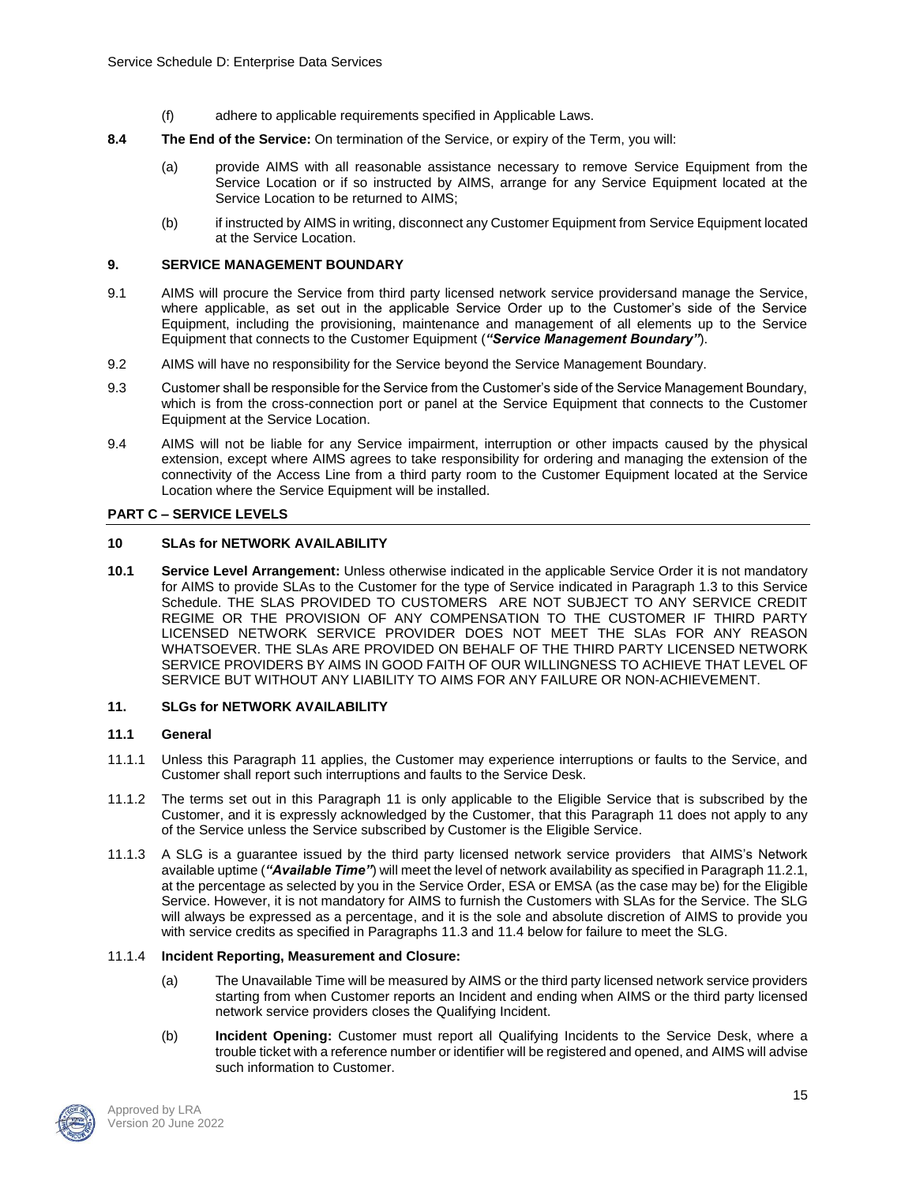(f) adhere to applicable requirements specified in Applicable Laws.

**8.4 The End of the Service:** On termination of the Service, or expiry of the Term, you will:

(a) provide AIMS with all reasonable assistance necessary to remove Service Equipment from the Service Location or if so instructed by AIMS, arrange for any Service Equipment located at the Service Location to be returned to AIMS;

(b) if instructed by AIMS in writing, disconnect any Customer Equipment from Service Equipment located at the Service Location.

## 9. SERVICE MANAGEMENT BOUNDARY

9.1 AIMS will procure the Service from third party licensed network service providersand manage the Service, where applicable, as set out in the applicable Service Order up to the Customer's side of the Service Equipment, including the provisioning, maintenance and management of all elements up to the Service Equipment that connects to the Customer Equipment (***"Service Management Boundary"***).

9.2 AIMS will have no responsibility for the Service beyond the Service Management Boundary.

9.3 Customer shall be responsible for the Service from the Customer's side of the Service Management Boundary, which is from the cross-connection port or panel at the Service Equipment that connects to the Customer Equipment at the Service Location.

9.4 AIMS will not be liable for any Service impairment, interruption or other impacts caused by the physical extension, except where AIMS agrees to take responsibility for ordering and managing the extension of the connectivity of the Access Line from a third party room to the Customer Equipment located at the Service Location where the Service Equipment will be installed.

## PART C – SERVICE LEVELS

## 10 SLAs for NETWORK AVAILABILITY

**10.1 Service Level Arrangement:** Unless otherwise indicated in the applicable Service Order it is not mandatory for AIMS to provide SLAs to the Customer for the type of Service indicated in Paragraph 1.3 to this Service Schedule. THE SLAS PROVIDED TO CUSTOMERS ARE NOT SUBJECT TO ANY SERVICE CREDIT REGIME OR THE PROVISION OF ANY COMPENSATION TO THE CUSTOMER IF THIRD PARTY LICENSED NETWORK SERVICE PROVIDER DOES NOT MEET THE SLAs FOR ANY REASON WHATSOEVER. THE SLAs ARE PROVIDED ON BEHALF OF THE THIRD PARTY LICENSED NETWORK SERVICE PROVIDERS BY AIMS IN GOOD FAITH OF OUR WILLINGNESS TO ACHIEVE THAT LEVEL OF SERVICE BUT WITHOUT ANY LIABILITY TO AIMS FOR ANY FAILURE OR NON-ACHIEVEMENT.

## 11. SLGs for NETWORK AVAILABILITY

### 11.1 General

11.1.1 Unless this Paragraph 11 applies, the Customer may experience interruptions or faults to the Service, and Customer shall report such interruptions and faults to the Service Desk.

11.1.2 The terms set out in this Paragraph 11 is only applicable to the Eligible Service that is subscribed by the Customer, and it is expressly acknowledged by the Customer, that this Paragraph 11 does not apply to any of the Service unless the Service subscribed by Customer is the Eligible Service.

11.1.3 A SLG is a guarantee issued by the third party licensed network service providers that AIMS's Network available uptime (***"Available Time"***) will meet the level of network availability as specified in Paragraph 11.2.1, at the percentage as selected by you in the Service Order, ESA or EMSA (as the case may be) for the Eligible Service. However, it is not mandatory for AIMS to furnish the Customers with SLAs for the Service. The SLG will always be expressed as a percentage, and it is the sole and absolute discretion of AIMS to provide you with service credits as specified in Paragraphs 11.3 and 11.4 below for failure to meet the SLG.

11.1.4 **Incident Reporting, Measurement and Closure:**

(a) The Unavailable Time will be measured by AIMS or the third party licensed network service providers starting from when Customer reports an Incident and ending when AIMS or the third party licensed network service providers closes the Qualifying Incident.

(b) **Incident Opening:** Customer must report all Qualifying Incidents to the Service Desk, where a trouble ticket with a reference number or identifier will be registered and opened, and AIMS will advise such information to Customer.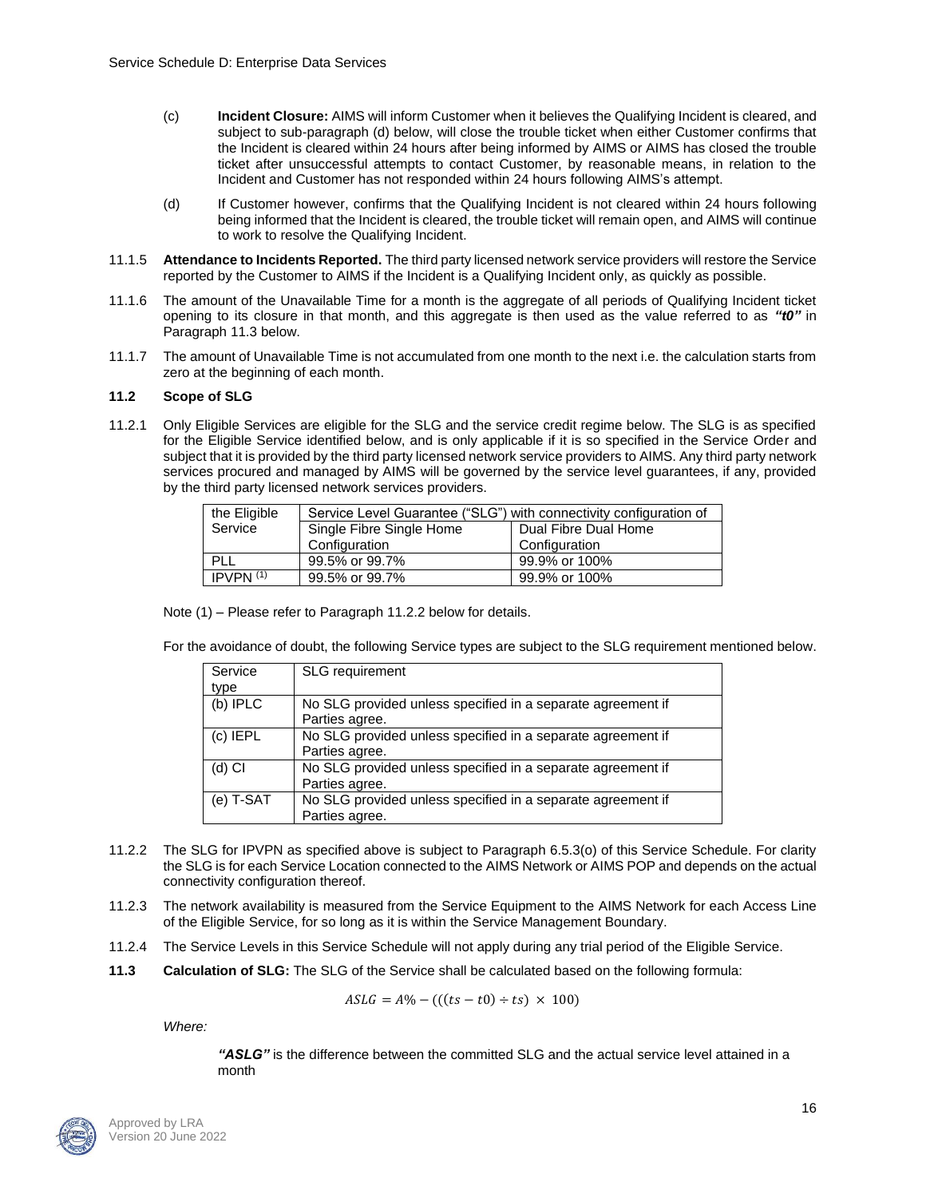(c) **Incident Closure:** AIMS will inform Customer when it believes the Qualifying Incident is cleared, and subject to sub-paragraph (d) below, will close the trouble ticket when either Customer confirms that the Incident is cleared within 24 hours after being informed by AIMS or AIMS has closed the trouble ticket after unsuccessful attempts to contact Customer, by reasonable means, in relation to the Incident and Customer has not responded within 24 hours following AIMS's attempt.

(d) If Customer however, confirms that the Qualifying Incident is not cleared within 24 hours following being informed that the Incident is cleared, the trouble ticket will remain open, and AIMS will continue to work to resolve the Qualifying Incident.

11.1.5 **Attendance to Incidents Reported.** The third party licensed network service providers will restore the Service reported by the Customer to AIMS if the Incident is a Qualifying Incident only, as quickly as possible.

11.1.6 The amount of the Unavailable Time for a month is the aggregate of all periods of Qualifying Incident ticket opening to its closure in that month, and this aggregate is then used as the value referred to as ***"t0"*** in Paragraph 11.3 below.

11.1.7 The amount of Unavailable Time is not accumulated from one month to the next i.e. the calculation starts from zero at the beginning of each month.

**11.2 Scope of SLG**

11.2.1 Only Eligible Services are eligible for the SLG and the service credit regime below. The SLG is as specified for the Eligible Service identified below, and is only applicable if it is so specified in the Service Order and subject that it is provided by the third party licensed network service providers to AIMS. Any third party network services procured and managed by AIMS will be governed by the service level guarantees, if any, provided by the third party licensed network services providers.

| the Eligible Service | Service Level Guarantee ("SLG") with connectivity configuration of | |
|---|---|---|
| | Single Fibre Single Home Configuration | Dual Fibre Dual Home Configuration |
| PLL | 99.5% or 99.7% | 99.9% or 100% |
| IPVPN [(1)] | 99.5% or 99.7% | 99.9% or 100% |

Note (1) – Please refer to Paragraph 11.2.2 below for details.

For the avoidance of doubt, the following Service types are subject to the SLG requirement mentioned below.

| Service type | SLG requirement |
|---|---|
| (b) IPLC | No SLG provided unless specified in a separate agreement if Parties agree. |
| (c) IEPL | No SLG provided unless specified in a separate agreement if Parties agree. |
| (d) CI | No SLG provided unless specified in a separate agreement if Parties agree. |
| (e) T-SAT | No SLG provided unless specified in a separate agreement if Parties agree. |

11.2.2 The SLG for IPVPN as specified above is subject to Paragraph 6.5.3(o) of this Service Schedule. For clarity the SLG is for each Service Location connected to the AIMS Network or AIMS POP and depends on the actual connectivity configuration thereof.

11.2.3 The network availability is measured from the Service Equipment to the AIMS Network for each Access Line of the Eligible Service, for so long as it is within the Service Management Boundary.

11.2.4 The Service Levels in this Service Schedule will not apply during any trial period of the Eligible Service.

**11.3 Calculation of SLG:** The SLG of the Service shall be calculated based on the following formula:

$$ASLG = A\% - (((ts - t0) \div ts) \times 100)$$

*Where:*

***"ASLG"*** is the difference between the committed SLG and the actual service level attained in a month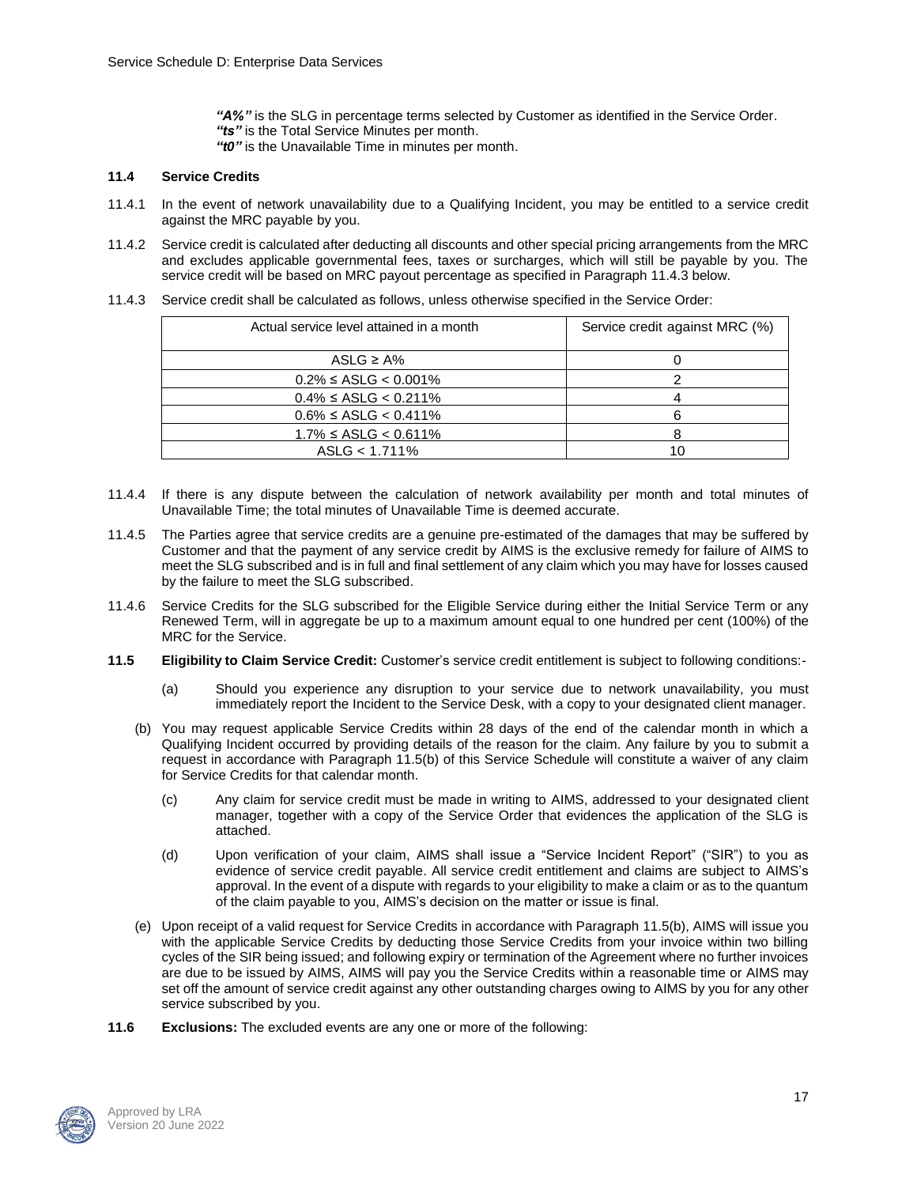***"A%"*** is the SLG in percentage terms selected by Customer as identified in the Service Order.
***"ts"*** is the Total Service Minutes per month.
***"t0"*** is the Unavailable Time in minutes per month.

### 11.4 Service Credits

11.4.1 In the event of network unavailability due to a Qualifying Incident, you may be entitled to a service credit against the MRC payable by you.

11.4.2 Service credit is calculated after deducting all discounts and other special pricing arrangements from the MRC and excludes applicable governmental fees, taxes or surcharges, which will still be payable by you. The service credit will be based on MRC payout percentage as specified in Paragraph 11.4.3 below.

11.4.3 Service credit shall be calculated as follows, unless otherwise specified in the Service Order:

| Actual service level attained in a month | Service credit against MRC (%) |
|---|---|
| ASLG ≥ A% | 0 |
| 0.2% ≤ ASLG < 0.001% | 2 |
| 0.4% ≤ ASLG < 0.211% | 4 |
| 0.6% ≤ ASLG < 0.411% | 6 |
| 1.7% ≤ ASLG < 0.611% | 8 |
| ASLG < 1.711% | 10 |

11.4.4 If there is any dispute between the calculation of network availability per month and total minutes of Unavailable Time; the total minutes of Unavailable Time is deemed accurate.

11.4.5 The Parties agree that service credits are a genuine pre-estimated of the damages that may be suffered by Customer and that the payment of any service credit by AIMS is the exclusive remedy for failure of AIMS to meet the SLG subscribed and is in full and final settlement of any claim which you may have for losses caused by the failure to meet the SLG subscribed.

11.4.6 Service Credits for the SLG subscribed for the Eligible Service during either the Initial Service Term or any Renewed Term, will in aggregate be up to a maximum amount equal to one hundred per cent (100%) of the MRC for the Service.

**11.5 Eligibility to Claim Service Credit:** Customer's service credit entitlement is subject to following conditions:-

(a) Should you experience any disruption to your service due to network unavailability, you must immediately report the Incident to the Service Desk, with a copy to your designated client manager.

(b) You may request applicable Service Credits within 28 days of the end of the calendar month in which a Qualifying Incident occurred by providing details of the reason for the claim. Any failure by you to submit a request in accordance with Paragraph 11.5(b) of this Service Schedule will constitute a waiver of any claim for Service Credits for that calendar month.

(c) Any claim for service credit must be made in writing to AIMS, addressed to your designated client manager, together with a copy of the Service Order that evidences the application of the SLG is attached.

(d) Upon verification of your claim, AIMS shall issue a "Service Incident Report" ("SIR") to you as evidence of service credit payable. All service credit entitlement and claims are subject to AIMS's approval. In the event of a dispute with regards to your eligibility to make a claim or as to the quantum of the claim payable to you, AIMS's decision on the matter or issue is final.

(e) Upon receipt of a valid request for Service Credits in accordance with Paragraph 11.5(b), AIMS will issue you with the applicable Service Credits by deducting those Service Credits from your invoice within two billing cycles of the SIR being issued; and following expiry or termination of the Agreement where no further invoices are due to be issued by AIMS, AIMS will pay you the Service Credits within a reasonable time or AIMS may set off the amount of service credit against any other outstanding charges owing to AIMS by you for any other service subscribed by you.

**11.6 Exclusions:** The excluded events are any one or more of the following: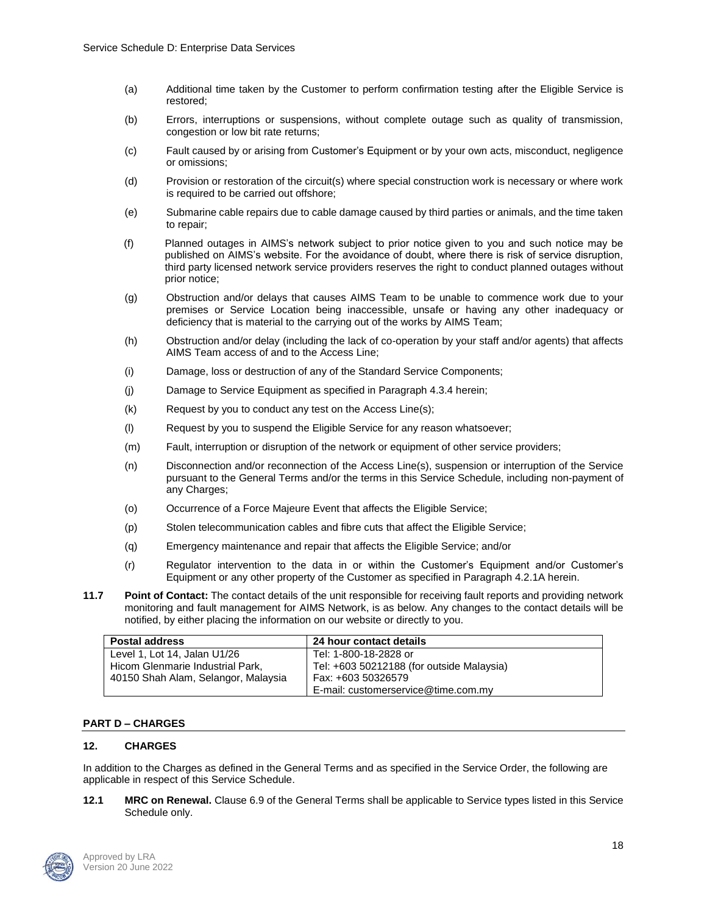(a) Additional time taken by the Customer to perform confirmation testing after the Eligible Service is restored;

(b) Errors, interruptions or suspensions, without complete outage such as quality of transmission, congestion or low bit rate returns;

(c) Fault caused by or arising from Customer's Equipment or by your own acts, misconduct, negligence or omissions;

(d) Provision or restoration of the circuit(s) where special construction work is necessary or where work is required to be carried out offshore;

(e) Submarine cable repairs due to cable damage caused by third parties or animals, and the time taken to repair;

(f) Planned outages in AIMS's network subject to prior notice given to you and such notice may be published on AIMS's website. For the avoidance of doubt, where there is risk of service disruption, third party licensed network service providers reserves the right to conduct planned outages without prior notice;

(g) Obstruction and/or delays that causes AIMS Team to be unable to commence work due to your premises or Service Location being inaccessible, unsafe or having any other inadequacy or deficiency that is material to the carrying out of the works by AIMS Team;

(h) Obstruction and/or delay (including the lack of co-operation by your staff and/or agents) that affects AIMS Team access of and to the Access Line;

(i) Damage, loss or destruction of any of the Standard Service Components;

(j) Damage to Service Equipment as specified in Paragraph 4.3.4 herein;

(k) Request by you to conduct any test on the Access Line(s);

(l) Request by you to suspend the Eligible Service for any reason whatsoever;

(m) Fault, interruption or disruption of the network or equipment of other service providers;

(n) Disconnection and/or reconnection of the Access Line(s), suspension or interruption of the Service pursuant to the General Terms and/or the terms in this Service Schedule, including non-payment of any Charges;

(o) Occurrence of a Force Majeure Event that affects the Eligible Service;

(p) Stolen telecommunication cables and fibre cuts that affect the Eligible Service;

(q) Emergency maintenance and repair that affects the Eligible Service; and/or

(r) Regulator intervention to the data in or within the Customer's Equipment and/or Customer's Equipment or any other property of the Customer as specified in Paragraph 4.2.1A herein.

**11.7 Point of Contact:** The contact details of the unit responsible for receiving fault reports and providing network monitoring and fault management for AIMS Network, is as below. Any changes to the contact details will be notified, by either placing the information on our website or directly to you.

| Postal address | 24 hour contact details |
|---|---|
| Level 1, Lot 14, Jalan U1/26<br>Hicom Glenmarie Industrial Park,<br>40150 Shah Alam, Selangor, Malaysia | Tel: 1-800-18-2828 or<br>Tel: +603 50212188 (for outside Malaysia)<br>Fax: +603 50326579<br>E-mail: customerservice@time.com.my |

## PART D – CHARGES

### 12. CHARGES

In addition to the Charges as defined in the General Terms and as specified in the Service Order, the following are applicable in respect of this Service Schedule.

**12.1 MRC on Renewal.** Clause 6.9 of the General Terms shall be applicable to Service types listed in this Service Schedule only.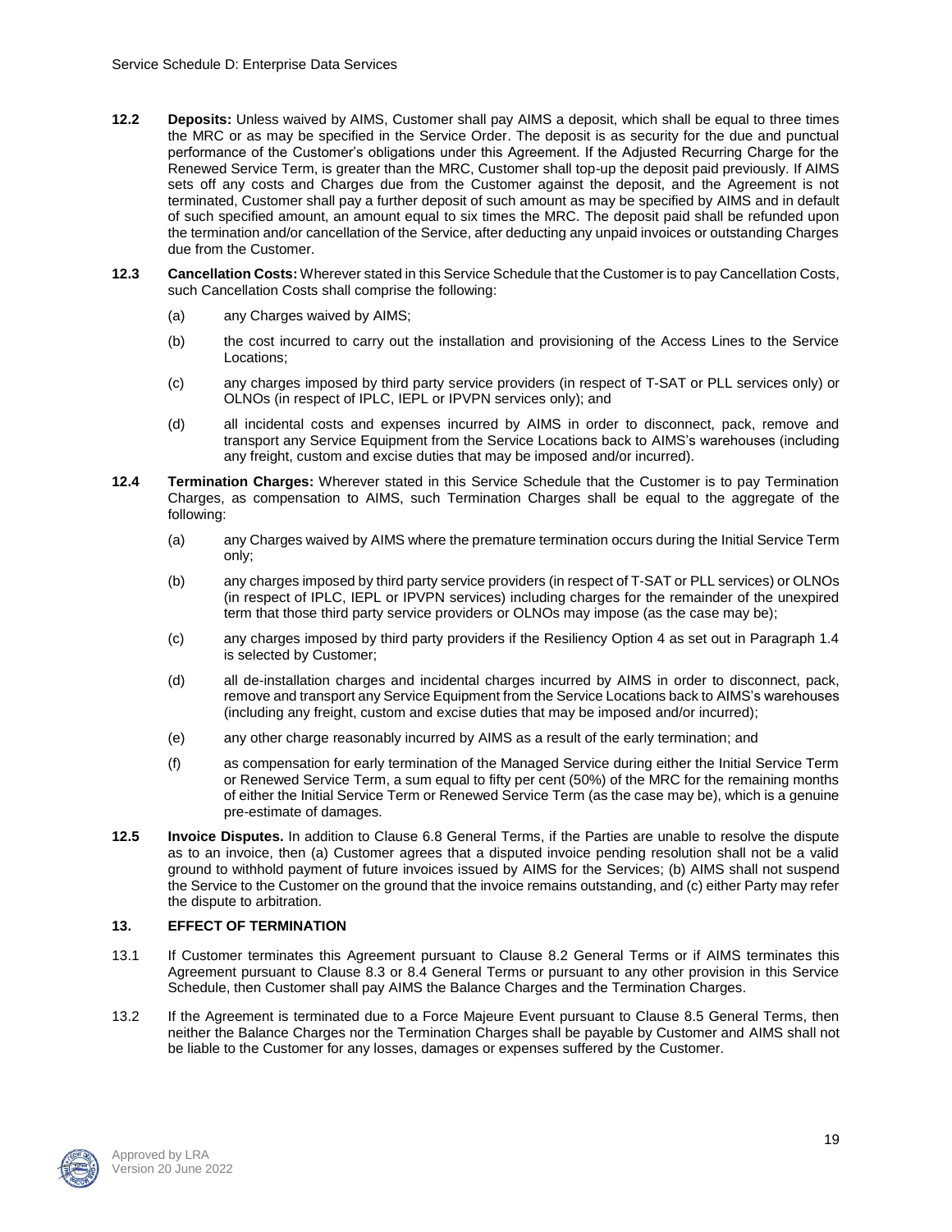**12.2 Deposits:** Unless waived by AIMS, Customer shall pay AIMS a deposit, which shall be equal to three times the MRC or as may be specified in the Service Order. The deposit is as security for the due and punctual performance of the Customer's obligations under this Agreement. If the Adjusted Recurring Charge for the Renewed Service Term, is greater than the MRC, Customer shall top-up the deposit paid previously. If AIMS sets off any costs and Charges due from the Customer against the deposit, and the Agreement is not terminated, Customer shall pay a further deposit of such amount as may be specified by AIMS and in default of such specified amount, an amount equal to six times the MRC. The deposit paid shall be refunded upon the termination and/or cancellation of the Service, after deducting any unpaid invoices or outstanding Charges due from the Customer.

**12.3 Cancellation Costs:** Wherever stated in this Service Schedule that the Customer is to pay Cancellation Costs, such Cancellation Costs shall comprise the following:

(a) any Charges waived by AIMS;

(b) the cost incurred to carry out the installation and provisioning of the Access Lines to the Service Locations;

(c) any charges imposed by third party service providers (in respect of T-SAT or PLL services only) or OLNOs (in respect of IPLC, IEPL or IPVPN services only); and

(d) all incidental costs and expenses incurred by AIMS in order to disconnect, pack, remove and transport any Service Equipment from the Service Locations back to AIMS's warehouses (including any freight, custom and excise duties that may be imposed and/or incurred).

**12.4 Termination Charges:** Wherever stated in this Service Schedule that the Customer is to pay Termination Charges, as compensation to AIMS, such Termination Charges shall be equal to the aggregate of the following:

(a) any Charges waived by AIMS where the premature termination occurs during the Initial Service Term only;

(b) any charges imposed by third party service providers (in respect of T-SAT or PLL services) or OLNOs (in respect of IPLC, IEPL or IPVPN services) including charges for the remainder of the unexpired term that those third party service providers or OLNOs may impose (as the case may be);

(c) any charges imposed by third party providers if the Resiliency Option 4 as set out in Paragraph 1.4 is selected by Customer;

(d) all de-installation charges and incidental charges incurred by AIMS in order to disconnect, pack, remove and transport any Service Equipment from the Service Locations back to AIMS's warehouses (including any freight, custom and excise duties that may be imposed and/or incurred);

(e) any other charge reasonably incurred by AIMS as a result of the early termination; and

(f) as compensation for early termination of the Managed Service during either the Initial Service Term or Renewed Service Term, a sum equal to fifty per cent (50%) of the MRC for the remaining months of either the Initial Service Term or Renewed Service Term (as the case may be), which is a genuine pre-estimate of damages.

**12.5 Invoice Disputes.** In addition to Clause 6.8 General Terms, if the Parties are unable to resolve the dispute as to an invoice, then (a) Customer agrees that a disputed invoice pending resolution shall not be a valid ground to withhold payment of future invoices issued by AIMS for the Services; (b) AIMS shall not suspend the Service to the Customer on the ground that the invoice remains outstanding, and (c) either Party may refer the dispute to arbitration.

## 13. EFFECT OF TERMINATION

13.1 If Customer terminates this Agreement pursuant to Clause 8.2 General Terms or if AIMS terminates this Agreement pursuant to Clause 8.3 or 8.4 General Terms or pursuant to any other provision in this Service Schedule, then Customer shall pay AIMS the Balance Charges and the Termination Charges.

13.2 If the Agreement is terminated due to a Force Majeure Event pursuant to Clause 8.5 General Terms, then neither the Balance Charges nor the Termination Charges shall be payable by Customer and AIMS shall not be liable to the Customer for any losses, damages or expenses suffered by the Customer.

Approved by LRA
Version 20 June 2022